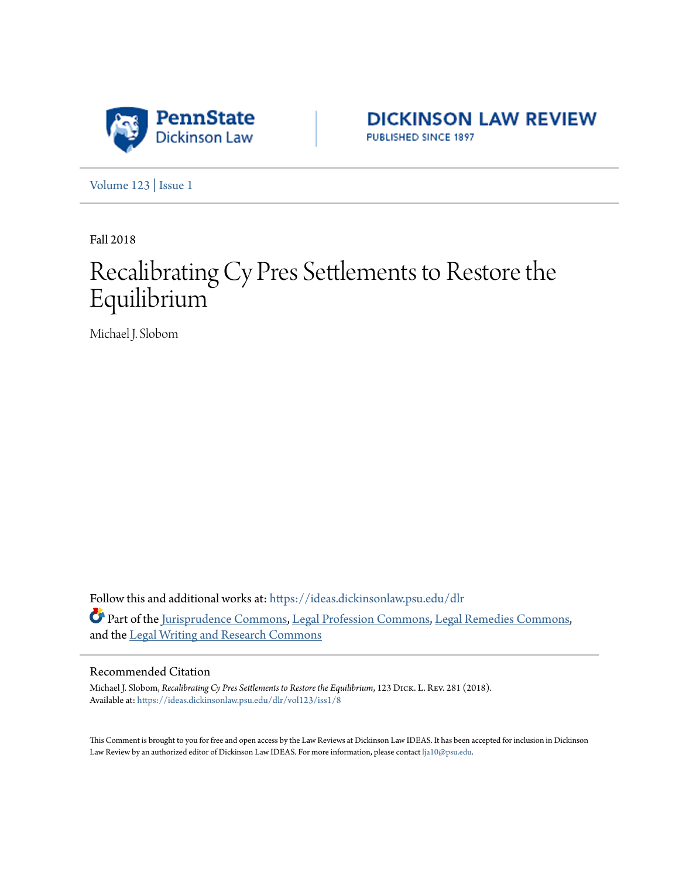PennState Dickinson Law

DICKINSON LAW REVIEW
PUBLISHED SINCE 1897

Volume 123 | Issue 1

Fall 2018

# Recalibrating Cy Pres Settlements to Restore the Equilibrium

Michael J. Slobom

Follow this and additional works at: https://ideas.dickinsonlaw.psu.edu/dlr

Part of the Jurisprudence Commons, Legal Profession Commons, Legal Remedies Commons, and the Legal Writing and Research Commons

## Recommended Citation

Michael J. Slobom, *Recalibrating Cy Pres Settlements to Restore the Equilibrium*, 123 Dick. L. Rev. 281 (2018).
Available at: https://ideas.dickinsonlaw.psu.edu/dlr/vol123/iss1/8

This Comment is brought to you for free and open access by the Law Reviews at Dickinson Law IDEAS. It has been accepted for inclusion in Dickinson Law Review by an authorized editor of Dickinson Law IDEAS. For more information, please contact lja10@psu.edu.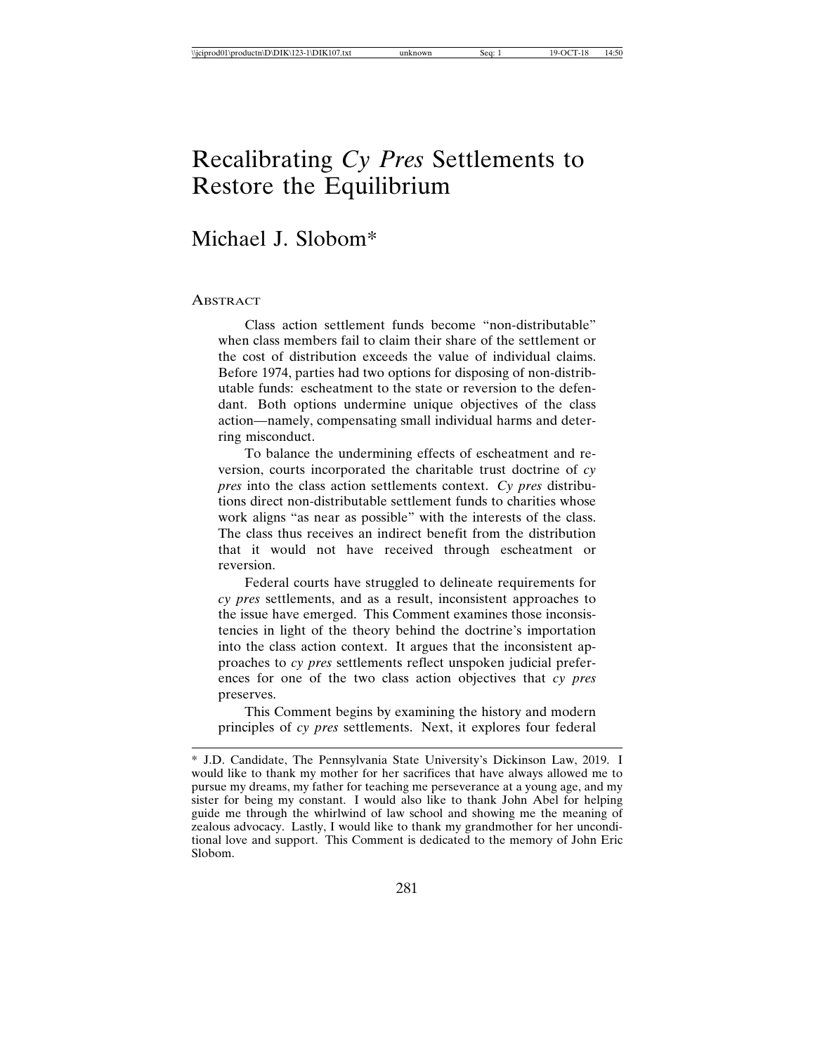# Recalibrating *Cy Pres* Settlements to Restore the Equilibrium

## Michael J. Slobom*

ABSTRACT

Class action settlement funds become "non-distributable" when class members fail to claim their share of the settlement or the cost of distribution exceeds the value of individual claims. Before 1974, parties had two options for disposing of non-distributable funds: escheatment to the state or reversion to the defendant. Both options undermine unique objectives of the class action—namely, compensating small individual harms and deterring misconduct.

To balance the undermining effects of escheatment and reversion, courts incorporated the charitable trust doctrine of *cy pres* into the class action settlements context. *Cy pres* distributions direct non-distributable settlement funds to charities whose work aligns "as near as possible" with the interests of the class. The class thus receives an indirect benefit from the distribution that it would not have received through escheatment or reversion.

Federal courts have struggled to delineate requirements for *cy pres* settlements, and as a result, inconsistent approaches to the issue have emerged. This Comment examines those inconsistencies in light of the theory behind the doctrine's importation into the class action context. It argues that the inconsistent approaches to *cy pres* settlements reflect unspoken judicial preferences for one of the two class action objectives that *cy pres* preserves.

This Comment begins by examining the history and modern principles of *cy pres* settlements. Next, it explores four federal

---

\* J.D. Candidate, The Pennsylvania State University's Dickinson Law, 2019. I would like to thank my mother for her sacrifices that have always allowed me to pursue my dreams, my father for teaching me perseverance at a young age, and my sister for being my constant. I would also like to thank John Abel for helping guide me through the whirlwind of law school and showing me the meaning of zealous advocacy. Lastly, I would like to thank my grandmother for her unconditional love and support. This Comment is dedicated to the memory of John Eric Slobom.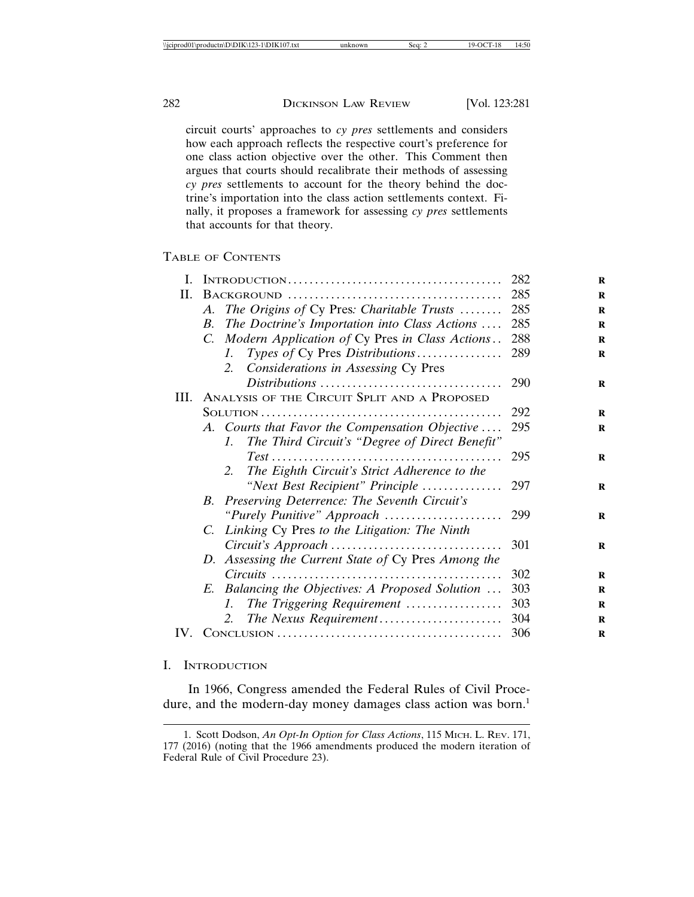circuit courts' approaches to *cy pres* settlements and considers how each approach reflects the respective court's preference for one class action objective over the other. This Comment then argues that courts should recalibrate their methods of assessing *cy pres* settlements to account for the theory behind the doctrine's importation into the class action settlements context. Finally, it proposes a framework for assessing *cy pres* settlements that accounts for that theory.

TABLE OF CONTENTS

| | | |
|---|---|---|
| I. | INTRODUCTION | 282 |
| II. | BACKGROUND | 285 |
| | A. *The Origins of* Cy Pres*: Charitable Trusts* | 285 |
| | B. *The Doctrine's Importation into Class Actions* | 285 |
| | C. *Modern Application of* Cy Pres *in Class Actions* | 288 |
| | 1. *Types of* Cy Pres *Distributions* | 289 |
| | 2. *Considerations in Assessing* Cy Pres *Distributions* | 290 |
| III. | ANALYSIS OF THE CIRCUIT SPLIT AND A PROPOSED SOLUTION | 292 |
| | A. *Courts that Favor the Compensation Objective* | 295 |
| | 1. *The Third Circuit's "Degree of Direct Benefit" Test* | 295 |
| | 2. *The Eighth Circuit's Strict Adherence to the "Next Best Recipient" Principle* | 297 |
| | B. *Preserving Deterrence: The Seventh Circuit's "Purely Punitive" Approach* | 299 |
| | C. *Linking* Cy Pres *to the Litigation: The Ninth Circuit's Approach* | 301 |
| | D. *Assessing the Current State of* Cy Pres *Among the Circuits* | 302 |
| | E. *Balancing the Objectives: A Proposed Solution* | 303 |
| | 1. *The Triggering Requirement* | 303 |
| | 2. *The Nexus Requirement* | 304 |
| IV. | CONCLUSION | 306 |

## I. INTRODUCTION

In 1966, Congress amended the Federal Rules of Civil Procedure, and the modern-day money damages class action was born.[1]

1. Scott Dodson, *An Opt-In Option for Class Actions*, 115 MICH. L. REV. 171, 177 (2016) (noting that the 1966 amendments produced the modern iteration of Federal Rule of Civil Procedure 23).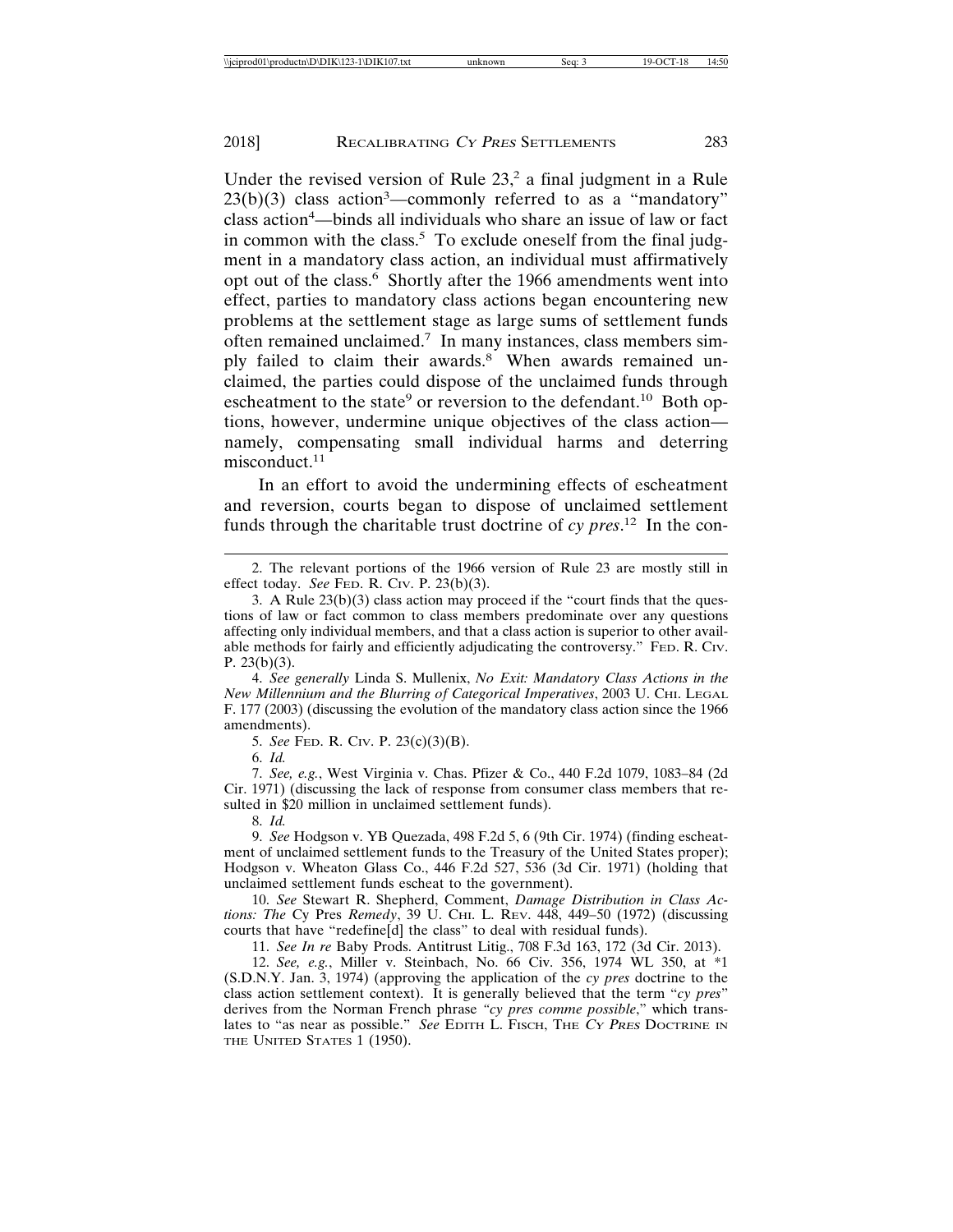Under the revised version of Rule 23,[2] a final judgment in a Rule 23(b)(3) class action[3]—commonly referred to as a "mandatory" class action[4]—binds all individuals who share an issue of law or fact in common with the class.[5] To exclude oneself from the final judgment in a mandatory class action, an individual must affirmatively opt out of the class.[6] Shortly after the 1966 amendments went into effect, parties to mandatory class actions began encountering new problems at the settlement stage as large sums of settlement funds often remained unclaimed.[7] In many instances, class members simply failed to claim their awards.[8] When awards remained unclaimed, the parties could dispose of the unclaimed funds through escheatment to the state[9] or reversion to the defendant.[10] Both options, however, undermine unique objectives of the class action—namely, compensating small individual harms and deterring misconduct.[11]

In an effort to avoid the undermining effects of escheatment and reversion, courts began to dispose of unclaimed settlement funds through the charitable trust doctrine of *cy pres*.[12] In the con-

---

2. The relevant portions of the 1966 version of Rule 23 are mostly still in effect today. *See* FED. R. CIV. P. 23(b)(3).

3. A Rule 23(b)(3) class action may proceed if the "court finds that the questions of law or fact common to class members predominate over any questions affecting only individual members, and that a class action is superior to other available methods for fairly and efficiently adjudicating the controversy." FED. R. CIV. P. 23(b)(3).

4. *See generally* Linda S. Mullenix, *No Exit: Mandatory Class Actions in the New Millennium and the Blurring of Categorical Imperatives*, 2003 U. CHI. LEGAL F. 177 (2003) (discussing the evolution of the mandatory class action since the 1966 amendments).

5. *See* FED. R. CIV. P. 23(c)(3)(B).

6. *Id.*

7. *See, e.g.*, West Virginia v. Chas. Pfizer & Co., 440 F.2d 1079, 1083–84 (2d Cir. 1971) (discussing the lack of response from consumer class members that resulted in $20 million in unclaimed settlement funds).

8. *Id.*

9. *See* Hodgson v. YB Quezada, 498 F.2d 5, 6 (9th Cir. 1974) (finding escheatment of unclaimed settlement funds to the Treasury of the United States proper); Hodgson v. Wheaton Glass Co., 446 F.2d 527, 536 (3d Cir. 1971) (holding that unclaimed settlement funds escheat to the government).

10. *See* Stewart R. Shepherd, Comment, *Damage Distribution in Class Actions: The* Cy Pres *Remedy*, 39 U. CHI. L. REV. 448, 449–50 (1972) (discussing courts that have "redefine[d] the class" to deal with residual funds).

11. *See In re* Baby Prods. Antitrust Litig., 708 F.3d 163, 172 (3d Cir. 2013).

12. *See, e.g.*, Miller v. Steinbach, No. 66 Civ. 356, 1974 WL 350, at *1 (S.D.N.Y. Jan. 3, 1974) (approving the application of the *cy pres* doctrine to the class action settlement context). It is generally believed that the term "*cy pres*" derives from the Norman French phrase "*cy pres comme possible*," which translates to "as near as possible." *See* EDITH L. FISCH, THE *CY PRES* DOCTRINE IN THE UNITED STATES 1 (1950).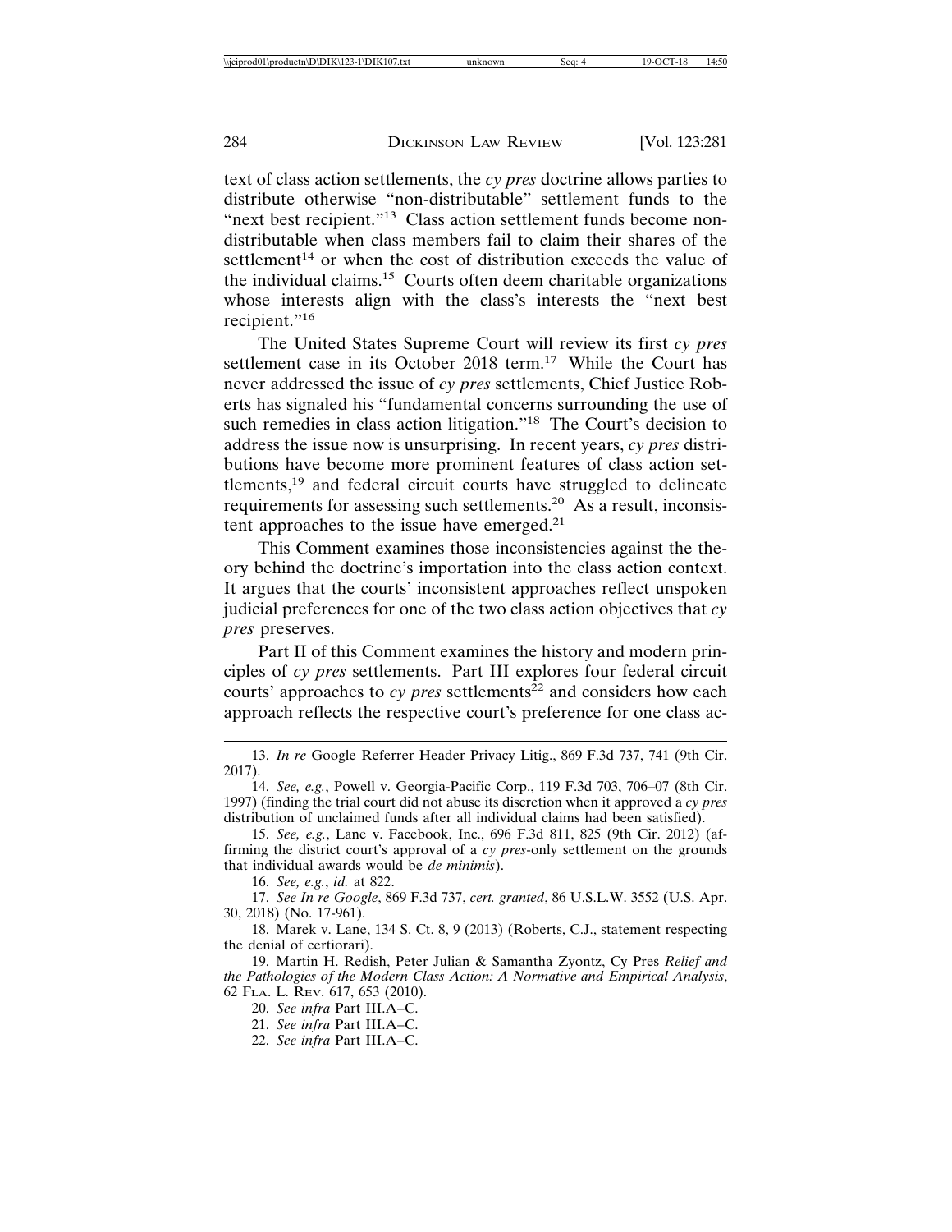text of class action settlements, the *cy pres* doctrine allows parties to distribute otherwise "non-distributable" settlement funds to the "next best recipient."[13] Class action settlement funds become non-distributable when class members fail to claim their shares of the settlement[14] or when the cost of distribution exceeds the value of the individual claims.[15] Courts often deem charitable organizations whose interests align with the class's interests the "next best recipient."[16]

The United States Supreme Court will review its first *cy pres* settlement case in its October 2018 term.[17] While the Court has never addressed the issue of *cy pres* settlements, Chief Justice Roberts has signaled his "fundamental concerns surrounding the use of such remedies in class action litigation."[18] The Court's decision to address the issue now is unsurprising. In recent years, *cy pres* distributions have become more prominent features of class action settlements,[19] and federal circuit courts have struggled to delineate requirements for assessing such settlements.[20] As a result, inconsistent approaches to the issue have emerged.[21]

This Comment examines those inconsistencies against the theory behind the doctrine's importation into the class action context. It argues that the courts' inconsistent approaches reflect unspoken judicial preferences for one of the two class action objectives that *cy pres* preserves.

Part II of this Comment examines the history and modern principles of *cy pres* settlements. Part III explores four federal circuit courts' approaches to *cy pres* settlements[22] and considers how each approach reflects the respective court's preference for one class ac-

---

13. *In re* Google Referrer Header Privacy Litig., 869 F.3d 737, 741 (9th Cir. 2017).

14. *See, e.g.*, Powell v. Georgia-Pacific Corp., 119 F.3d 703, 706–07 (8th Cir. 1997) (finding the trial court did not abuse its discretion when it approved a *cy pres* distribution of unclaimed funds after all individual claims had been satisfied).

15. *See, e.g.*, Lane v. Facebook, Inc., 696 F.3d 811, 825 (9th Cir. 2012) (affirming the district court's approval of a *cy pres*-only settlement on the grounds that individual awards would be *de minimis*).

16. *See, e.g.*, *id.* at 822.

17. *See In re Google*, 869 F.3d 737, *cert. granted*, 86 U.S.L.W. 3552 (U.S. Apr. 30, 2018) (No. 17-961).

18. Marek v. Lane, 134 S. Ct. 8, 9 (2013) (Roberts, C.J., statement respecting the denial of certiorari).

19. Martin H. Redish, Peter Julian & Samantha Zyontz, Cy Pres *Relief and the Pathologies of the Modern Class Action: A Normative and Empirical Analysis*, 62 FLA. L. REV. 617, 653 (2010).

20. *See infra* Part III.A–C.

21. *See infra* Part III.A–C.

22. *See infra* Part III.A–C.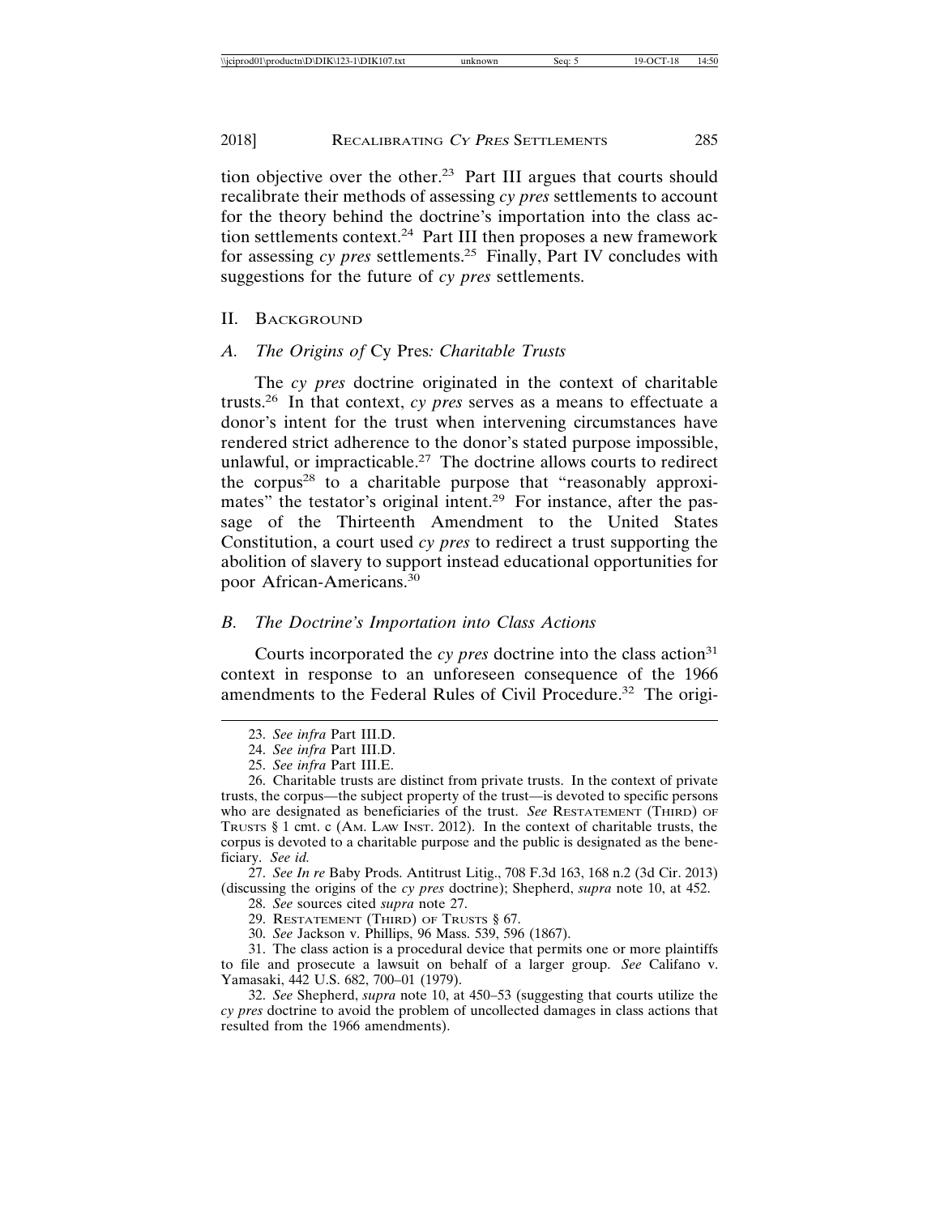tion objective over the other.[23] Part III argues that courts should recalibrate their methods of assessing *cy pres* settlements to account for the theory behind the doctrine's importation into the class action settlements context.[24] Part III then proposes a new framework for assessing *cy pres* settlements.[25] Finally, Part IV concludes with suggestions for the future of *cy pres* settlements.

## II. Background

### A. *The Origins of* Cy Pres*: Charitable Trusts*

The *cy pres* doctrine originated in the context of charitable trusts.[26] In that context, *cy pres* serves as a means to effectuate a donor's intent for the trust when intervening circumstances have rendered strict adherence to the donor's stated purpose impossible, unlawful, or impracticable.[27] The doctrine allows courts to redirect the corpus[28] to a charitable purpose that "reasonably approximates" the testator's original intent.[29] For instance, after the passage of the Thirteenth Amendment to the United States Constitution, a court used *cy pres* to redirect a trust supporting the abolition of slavery to support instead educational opportunities for poor African-Americans.[30]

### B. *The Doctrine's Importation into Class Actions*

Courts incorporated the *cy pres* doctrine into the class action[31] context in response to an unforeseen consequence of the 1966 amendments to the Federal Rules of Civil Procedure.[32] The origi-

---

23. *See infra* Part III.D.

24. *See infra* Part III.D.

25. *See infra* Part III.E.

26. Charitable trusts are distinct from private trusts. In the context of private trusts, the corpus—the subject property of the trust—is devoted to specific persons who are designated as beneficiaries of the trust. *See* Restatement (Third) of Trusts § 1 cmt. c (Am. Law Inst. 2012). In the context of charitable trusts, the corpus is devoted to a charitable purpose and the public is designated as the beneficiary. *See id.*

27. *See In re* Baby Prods. Antitrust Litig., 708 F.3d 163, 168 n.2 (3d Cir. 2013) (discussing the origins of the *cy pres* doctrine); Shepherd, *supra* note 10, at 452.

28. *See* sources cited *supra* note 27.

29. Restatement (Third) of Trusts § 67.

30. *See* Jackson v. Phillips, 96 Mass. 539, 596 (1867).

31. The class action is a procedural device that permits one or more plaintiffs to file and prosecute a lawsuit on behalf of a larger group. *See* Califano v. Yamasaki, 442 U.S. 682, 700–01 (1979).

32. *See* Shepherd, *supra* note 10, at 450–53 (suggesting that courts utilize the *cy pres* doctrine to avoid the problem of uncollected damages in class actions that resulted from the 1966 amendments).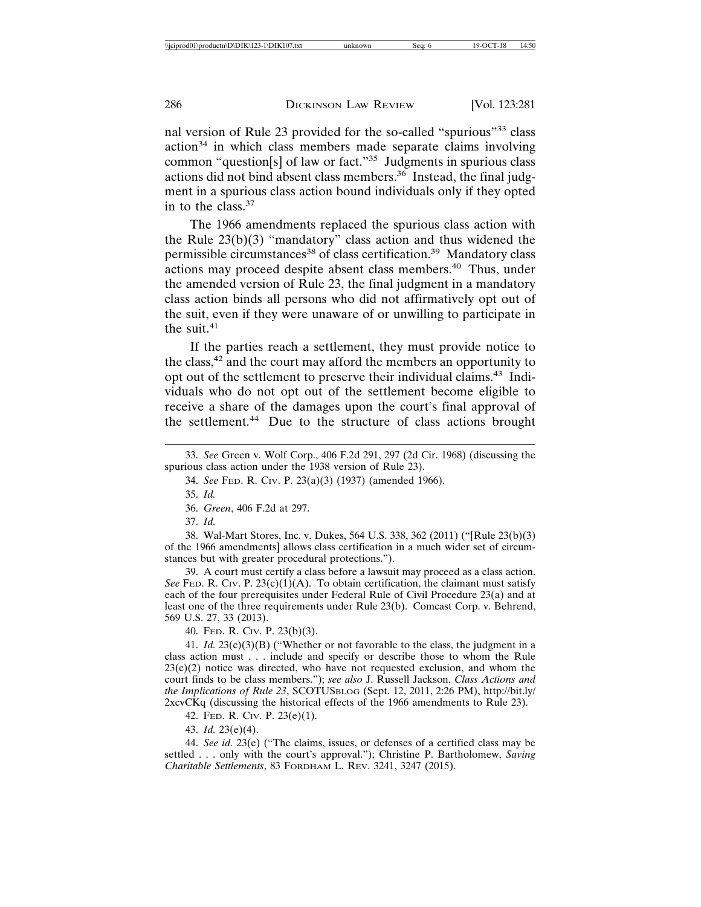nal version of Rule 23 provided for the so-called "spurious"[33] class action[34] in which class members made separate claims involving common "question[s] of law or fact."[35] Judgments in spurious class actions did not bind absent class members.[36] Instead, the final judgment in a spurious class action bound individuals only if they opted in to the class.[37]

The 1966 amendments replaced the spurious class action with the Rule 23(b)(3) "mandatory" class action and thus widened the permissible circumstances[38] of class certification.[39] Mandatory class actions may proceed despite absent class members.[40] Thus, under the amended version of Rule 23, the final judgment in a mandatory class action binds all persons who did not affirmatively opt out of the suit, even if they were unaware of or unwilling to participate in the suit.[41]

If the parties reach a settlement, they must provide notice to the class,[42] and the court may afford the members an opportunity to opt out of the settlement to preserve their individual claims.[43] Individuals who do not opt out of the settlement become eligible to receive a share of the damages upon the court's final approval of the settlement.[44] Due to the structure of class actions brought

---

33. *See* Green v. Wolf Corp., 406 F.2d 291, 297 (2d Cir. 1968) (discussing the spurious class action under the 1938 version of Rule 23).

34. *See* Fed. R. Civ. P. 23(a)(3) (1937) (amended 1966).

35. *Id.*

36. *Green*, 406 F.2d at 297.

37. *Id.*

38. Wal-Mart Stores, Inc. v. Dukes, 564 U.S. 338, 362 (2011) ("[Rule 23(b)(3) of the 1966 amendments] allows class certification in a much wider set of circumstances but with greater procedural protections.").

39. A court must certify a class before a lawsuit may proceed as a class action. *See* Fed. R. Civ. P. 23(c)(1)(A). To obtain certification, the claimant must satisfy each of the four prerequisites under Federal Rule of Civil Procedure 23(a) and at least one of the three requirements under Rule 23(b). Comcast Corp. v. Behrend, 569 U.S. 27, 33 (2013).

40. Fed. R. Civ. P. 23(b)(3).

41. *Id.* 23(c)(3)(B) ("Whether or not favorable to the class, the judgment in a class action must . . . include and specify or describe those to whom the Rule 23(c)(2) notice was directed, who have not requested exclusion, and whom the court finds to be class members."); *see also* J. Russell Jackson, *Class Actions and the Implications of Rule 23*, SCOTUSblog (Sept. 12, 2011, 2:26 PM), http://bit.ly/2xcvCKq (discussing the historical effects of the 1966 amendments to Rule 23).

42. Fed. R. Civ. P. 23(e)(1).

43. *Id.* 23(e)(4).

44. *See id.* 23(e) ("The claims, issues, or defenses of a certified class may be settled . . . only with the court's approval."); Christine P. Bartholomew, *Saving Charitable Settlements*, 83 Fordham L. Rev. 3241, 3247 (2015).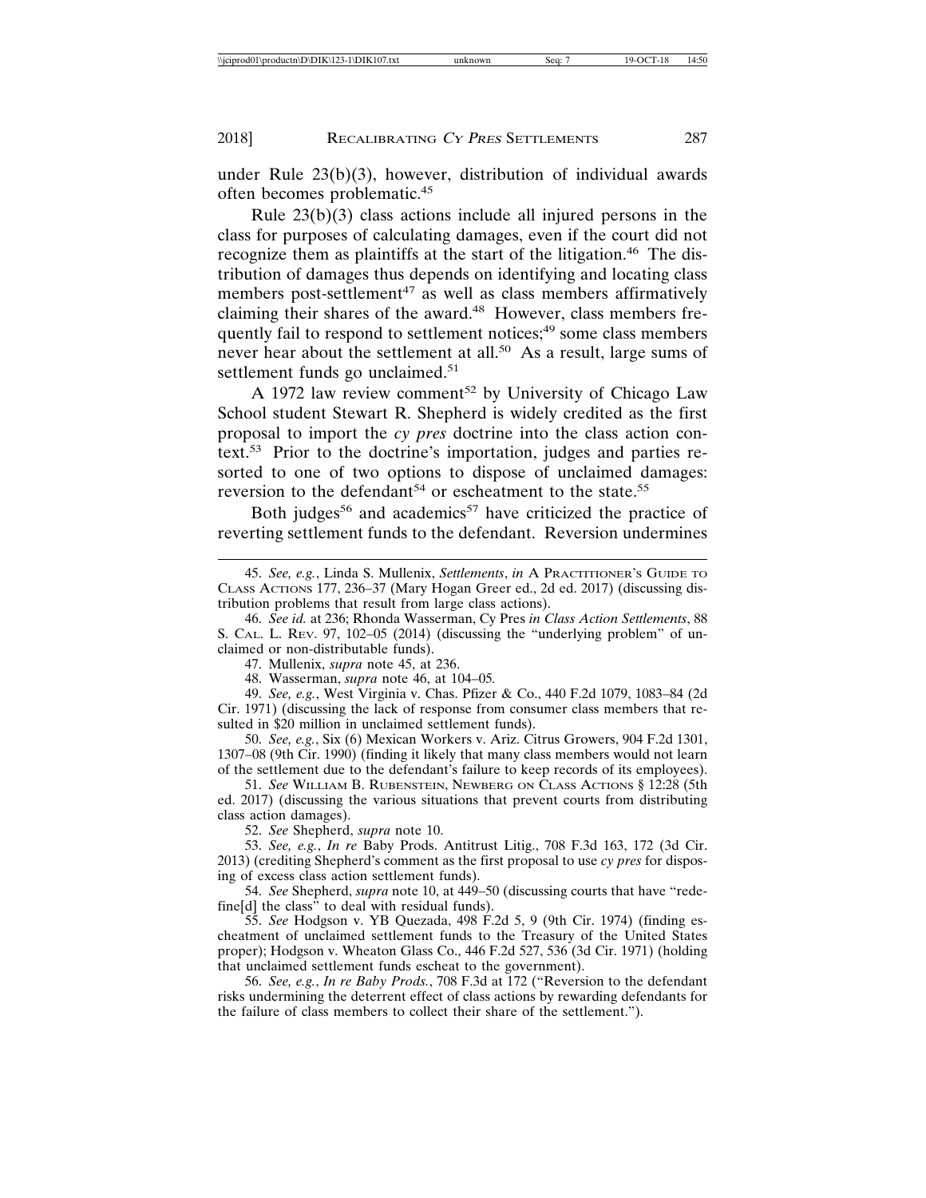under Rule 23(b)(3), however, distribution of individual awards often becomes problematic.[45]

Rule 23(b)(3) class actions include all injured persons in the class for purposes of calculating damages, even if the court did not recognize them as plaintiffs at the start of the litigation.[46] The distribution of damages thus depends on identifying and locating class members post-settlement[47] as well as class members affirmatively claiming their shares of the award.[48] However, class members frequently fail to respond to settlement notices;[49] some class members never hear about the settlement at all.[50] As a result, large sums of settlement funds go unclaimed.[51]

A 1972 law review comment[52] by University of Chicago Law School student Stewart R. Shepherd is widely credited as the first proposal to import the *cy pres* doctrine into the class action context.[53] Prior to the doctrine's importation, judges and parties resorted to one of two options to dispose of unclaimed damages: reversion to the defendant[54] or escheatment to the state.[55]

Both judges[56] and academics[57] have criticized the practice of reverting settlement funds to the defendant. Reversion undermines

---

45. *See, e.g.*, Linda S. Mullenix, *Settlements*, *in* A PRACTITIONER'S GUIDE TO CLASS ACTIONS 177, 236–37 (Mary Hogan Greer ed., 2d ed. 2017) (discussing distribution problems that result from large class actions).

46. *See id.* at 236; Rhonda Wasserman, Cy Pres *in Class Action Settlements*, 88 S. CAL. L. REV. 97, 102–05 (2014) (discussing the "underlying problem" of unclaimed or non-distributable funds).

47. Mullenix, *supra* note 45, at 236.

48. Wasserman, *supra* note 46, at 104–05.

49. *See, e.g.*, West Virginia v. Chas. Pfizer & Co., 440 F.2d 1079, 1083–84 (2d Cir. 1971) (discussing the lack of response from consumer class members that resulted in $20 million in unclaimed settlement funds).

50. *See, e.g.*, Six (6) Mexican Workers v. Ariz. Citrus Growers, 904 F.2d 1301, 1307–08 (9th Cir. 1990) (finding it likely that many class members would not learn of the settlement due to the defendant's failure to keep records of its employees).

51. *See* WILLIAM B. RUBENSTEIN, NEWBERG ON CLASS ACTIONS § 12:28 (5th ed. 2017) (discussing the various situations that prevent courts from distributing class action damages).

52. *See* Shepherd, *supra* note 10.

53. *See, e.g.*, *In re* Baby Prods. Antitrust Litig., 708 F.3d 163, 172 (3d Cir. 2013) (crediting Shepherd's comment as the first proposal to use *cy pres* for disposing of excess class action settlement funds).

54. *See* Shepherd, *supra* note 10, at 449–50 (discussing courts that have "redefine[d] the class" to deal with residual funds).

55. *See* Hodgson v. YB Quezada, 498 F.2d 5, 9 (9th Cir. 1974) (finding escheatment of unclaimed settlement funds to the Treasury of the United States proper); Hodgson v. Wheaton Glass Co., 446 F.2d 527, 536 (3d Cir. 1971) (holding that unclaimed settlement funds escheat to the government).

56. *See, e.g.*, *In re Baby Prods.*, 708 F.3d at 172 ("Reversion to the defendant risks undermining the deterrent effect of class actions by rewarding defendants for the failure of class members to collect their share of the settlement.").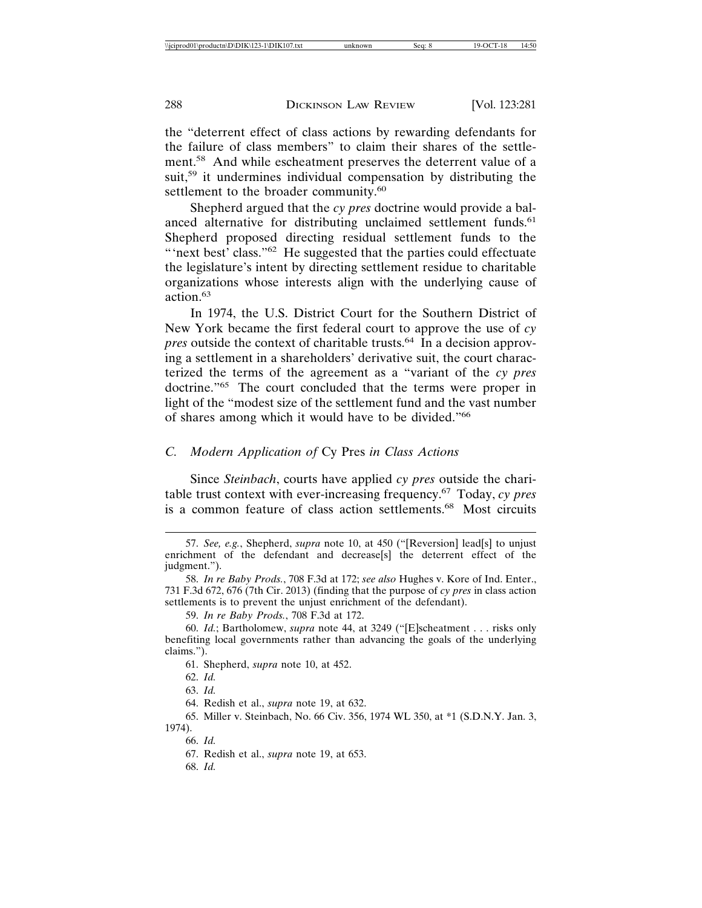the "deterrent effect of class actions by rewarding defendants for the failure of class members" to claim their shares of the settlement.[58] And while escheatment preserves the deterrent value of a suit,[59] it undermines individual compensation by distributing the settlement to the broader community.[60]

Shepherd argued that the *cy pres* doctrine would provide a balanced alternative for distributing unclaimed settlement funds.[61] Shepherd proposed directing residual settlement funds to the "'next best' class."[62] He suggested that the parties could effectuate the legislature's intent by directing settlement residue to charitable organizations whose interests align with the underlying cause of action.[63]

In 1974, the U.S. District Court for the Southern District of New York became the first federal court to approve the use of *cy pres* outside the context of charitable trusts.[64] In a decision approving a settlement in a shareholders' derivative suit, the court characterized the terms of the agreement as a "variant of the *cy pres* doctrine."[65] The court concluded that the terms were proper in light of the "modest size of the settlement fund and the vast number of shares among which it would have to be divided."[66]

### *C. Modern Application of* Cy Pres *in Class Actions*

Since *Steinbach*, courts have applied *cy pres* outside the charitable trust context with ever-increasing frequency.[67] Today, *cy pres* is a common feature of class action settlements.[68] Most circuits

---

57. *See, e.g.*, Shepherd, *supra* note 10, at 450 ("[Reversion] lead[s] to unjust enrichment of the defendant and decrease[s] the deterrent effect of the judgment.").

58. *In re Baby Prods.*, 708 F.3d at 172; *see also* Hughes v. Kore of Ind. Enter., 731 F.3d 672, 676 (7th Cir. 2013) (finding that the purpose of *cy pres* in class action settlements is to prevent the unjust enrichment of the defendant).

59. *In re Baby Prods.*, 708 F.3d at 172.

60. *Id.*; Bartholomew, *supra* note 44, at 3249 ("[E]scheatment . . . risks only benefiting local governments rather than advancing the goals of the underlying claims.").

61. Shepherd, *supra* note 10, at 452.

62. *Id.*

63. *Id.*

64. Redish et al., *supra* note 19, at 632.

65. Miller v. Steinbach, No. 66 Civ. 356, 1974 WL 350, at *1 (S.D.N.Y. Jan. 3, 1974).

66. *Id.*

67. Redish et al., *supra* note 19, at 653.

68. *Id.*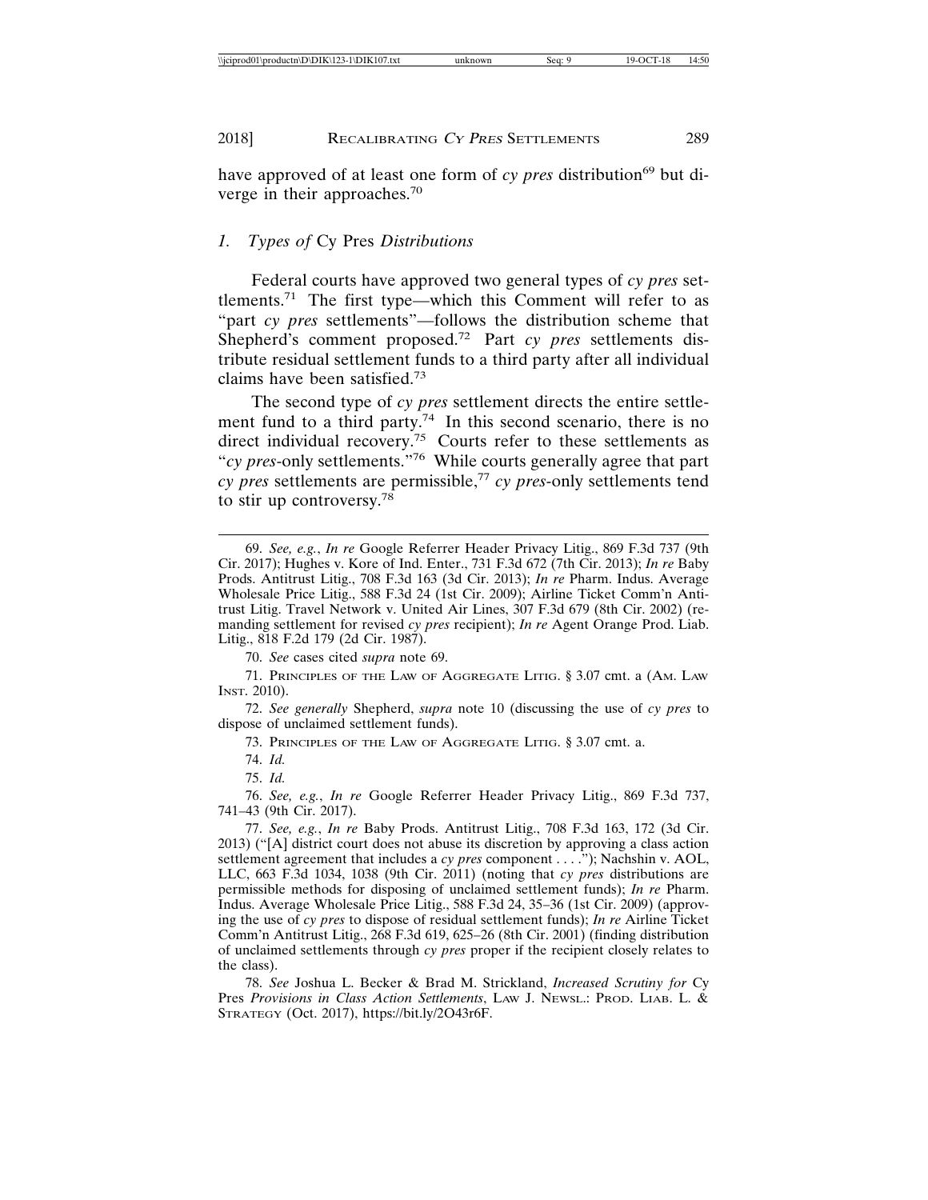have approved of at least one form of *cy pres* distribution[69] but diverge in their approaches.[70]

### *1. Types of* Cy Pres *Distributions*

Federal courts have approved two general types of *cy pres* settlements.[71] The first type—which this Comment will refer to as "part *cy pres* settlements"—follows the distribution scheme that Shepherd's comment proposed.[72] Part *cy pres* settlements distribute residual settlement funds to a third party after all individual claims have been satisfied.[73]

The second type of *cy pres* settlement directs the entire settlement fund to a third party.[74] In this second scenario, there is no direct individual recovery.[75] Courts refer to these settlements as "*cy pres*-only settlements."[76] While courts generally agree that part *cy pres* settlements are permissible,[77] *cy pres*-only settlements tend to stir up controversy.[78]

---

69. *See, e.g.*, *In re* Google Referrer Header Privacy Litig., 869 F.3d 737 (9th Cir. 2017); Hughes v. Kore of Ind. Enter., 731 F.3d 672 (7th Cir. 2013); *In re* Baby Prods. Antitrust Litig., 708 F.3d 163 (3d Cir. 2013); *In re* Pharm. Indus. Average Wholesale Price Litig., 588 F.3d 24 (1st Cir. 2009); Airline Ticket Comm'n Antitrust Litig. Travel Network v. United Air Lines, 307 F.3d 679 (8th Cir. 2002) (remanding settlement for revised *cy pres* recipient); *In re* Agent Orange Prod. Liab. Litig., 818 F.2d 179 (2d Cir. 1987).

70. *See* cases cited *supra* note 69.

71. Principles of the Law of Aggregate Litig. § 3.07 cmt. a (Am. Law Inst. 2010).

72. *See generally* Shepherd, *supra* note 10 (discussing the use of *cy pres* to dispose of unclaimed settlement funds).

73. Principles of the Law of Aggregate Litig. § 3.07 cmt. a.

74. *Id.*

75. *Id.*

76. *See, e.g.*, *In re* Google Referrer Header Privacy Litig., 869 F.3d 737, 741–43 (9th Cir. 2017).

77. *See, e.g.*, *In re* Baby Prods. Antitrust Litig., 708 F.3d 163, 172 (3d Cir. 2013) ("[A] district court does not abuse its discretion by approving a class action settlement agreement that includes a *cy pres* component . . . ."); Nachshin v. AOL, LLC, 663 F.3d 1034, 1038 (9th Cir. 2011) (noting that *cy pres* distributions are permissible methods for disposing of unclaimed settlement funds); *In re* Pharm. Indus. Average Wholesale Price Litig., 588 F.3d 24, 35–36 (1st Cir. 2009) (approving the use of *cy pres* to dispose of residual settlement funds); *In re* Airline Ticket Comm'n Antitrust Litig., 268 F.3d 619, 625–26 (8th Cir. 2001) (finding distribution of unclaimed settlements through *cy pres* proper if the recipient closely relates to the class).

78. *See* Joshua L. Becker & Brad M. Strickland, *Increased Scrutiny for* Cy Pres *Provisions in Class Action Settlements*, Law J. Newsl.: Prod. Liab. L. & Strategy (Oct. 2017), https://bit.ly/2O43r6F.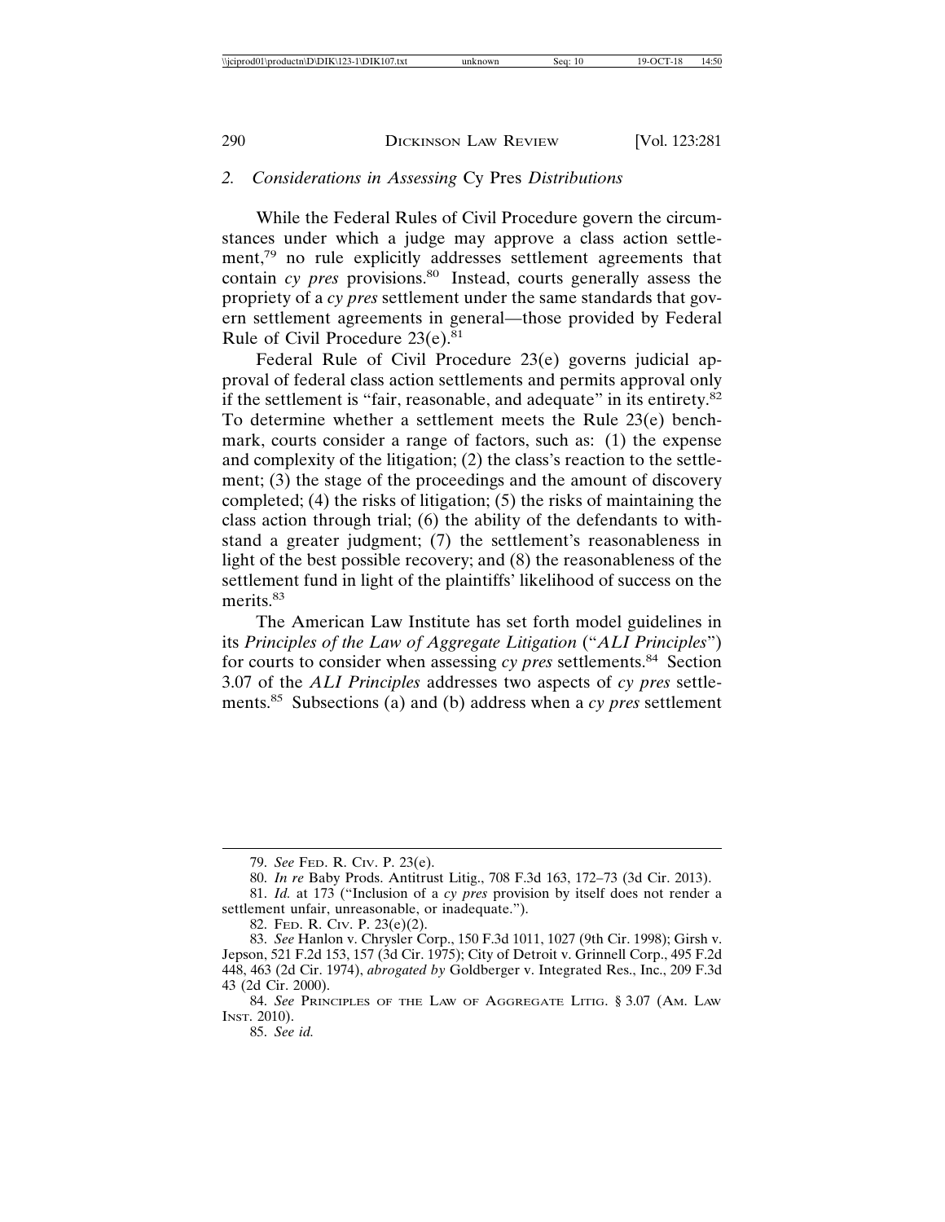### 2. *Considerations in Assessing* Cy Pres *Distributions*

While the Federal Rules of Civil Procedure govern the circumstances under which a judge may approve a class action settlement,[79] no rule explicitly addresses settlement agreements that contain *cy pres* provisions.[80] Instead, courts generally assess the propriety of a *cy pres* settlement under the same standards that govern settlement agreements in general—those provided by Federal Rule of Civil Procedure 23(e).[81]

Federal Rule of Civil Procedure 23(e) governs judicial approval of federal class action settlements and permits approval only if the settlement is "fair, reasonable, and adequate" in its entirety.[82] To determine whether a settlement meets the Rule 23(e) benchmark, courts consider a range of factors, such as: (1) the expense and complexity of the litigation; (2) the class's reaction to the settlement; (3) the stage of the proceedings and the amount of discovery completed; (4) the risks of litigation; (5) the risks of maintaining the class action through trial; (6) the ability of the defendants to withstand a greater judgment; (7) the settlement's reasonableness in light of the best possible recovery; and (8) the reasonableness of the settlement fund in light of the plaintiffs' likelihood of success on the merits.[83]

The American Law Institute has set forth model guidelines in its *Principles of the Law of Aggregate Litigation* ("*ALI Principles*") for courts to consider when assessing *cy pres* settlements.[84] Section 3.07 of the *ALI Principles* addresses two aspects of *cy pres* settlements.[85] Subsections (a) and (b) address when a *cy pres* settlement

---

79. *See* Fed. R. Civ. P. 23(e).

80. *In re* Baby Prods. Antitrust Litig., 708 F.3d 163, 172–73 (3d Cir. 2013).

81. *Id.* at 173 ("Inclusion of a *cy pres* provision by itself does not render a settlement unfair, unreasonable, or inadequate.").

82. Fed. R. Civ. P. 23(e)(2).

83. *See* Hanlon v. Chrysler Corp., 150 F.3d 1011, 1027 (9th Cir. 1998); Girsh v. Jepson, 521 F.2d 153, 157 (3d Cir. 1975); City of Detroit v. Grinnell Corp., 495 F.2d 448, 463 (2d Cir. 1974), *abrogated by* Goldberger v. Integrated Res., Inc., 209 F.3d 43 (2d Cir. 2000).

84. *See* Principles of the Law of Aggregate Litig. § 3.07 (Am. Law Inst. 2010).

85. *See id.*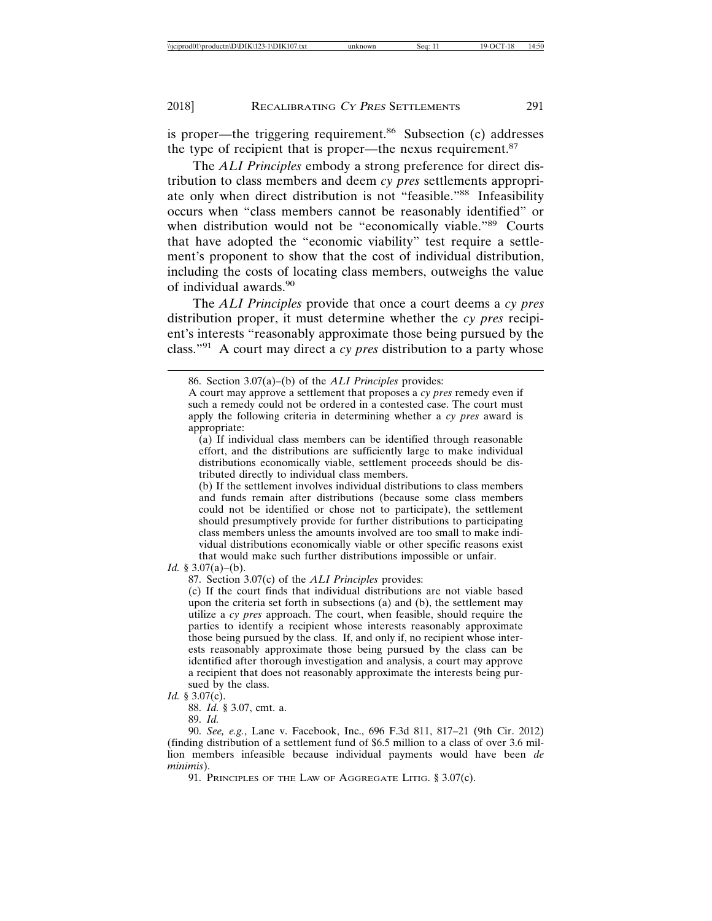is proper—the triggering requirement.[86] Subsection (c) addresses the type of recipient that is proper—the nexus requirement.[87]

The *ALI Principles* embody a strong preference for direct distribution to class members and deem *cy pres* settlements appropriate only when direct distribution is not "feasible."[88] Infeasibility occurs when "class members cannot be reasonably identified" or when distribution would not be "economically viable."[89] Courts that have adopted the "economic viability" test require a settlement's proponent to show that the cost of individual distribution, including the costs of locating class members, outweighs the value of individual awards.[90]

The *ALI Principles* provide that once a court deems a *cy pres* distribution proper, it must determine whether the *cy pres* recipient's interests "reasonably approximate those being pursued by the class."[91] A court may direct a *cy pres* distribution to a party whose

---

86. Section 3.07(a)–(b) of the *ALI Principles* provides:

> A court may approve a settlement that proposes a *cy pres* remedy even if such a remedy could not be ordered in a contested case. The court must apply the following criteria in determining whether a *cy pres* award is appropriate:
>
> (a) If individual class members can be identified through reasonable effort, and the distributions are sufficiently large to make individual distributions economically viable, settlement proceeds should be distributed directly to individual class members.
>
> (b) If the settlement involves individual distributions to class members and funds remain after distributions (because some class members could not be identified or chose not to participate), the settlement should presumptively provide for further distributions to participating class members unless the amounts involved are too small to make individual distributions economically viable or other specific reasons exist that would make such further distributions impossible or unfair.

*Id.* § 3.07(a)–(b).

87. Section 3.07(c) of the *ALI Principles* provides:

> (c) If the court finds that individual distributions are not viable based upon the criteria set forth in subsections (a) and (b), the settlement may utilize a *cy pres* approach. The court, when feasible, should require the parties to identify a recipient whose interests reasonably approximate those being pursued by the class. If, and only if, no recipient whose interests reasonably approximate those being pursued by the class can be identified after thorough investigation and analysis, a court may approve a recipient that does not reasonably approximate the interests being pursued by the class.

*Id.* § 3.07(c).

88. *Id.* § 3.07, cmt. a.

89. *Id.*

90. *See, e.g.*, Lane v. Facebook, Inc., 696 F.3d 811, 817–21 (9th Cir. 2012) (finding distribution of a settlement fund of $6.5 million to a class of over 3.6 million members infeasible because individual payments would have been *de minimis*).

91. PRINCIPLES OF THE LAW OF AGGREGATE LITIG. § 3.07(c).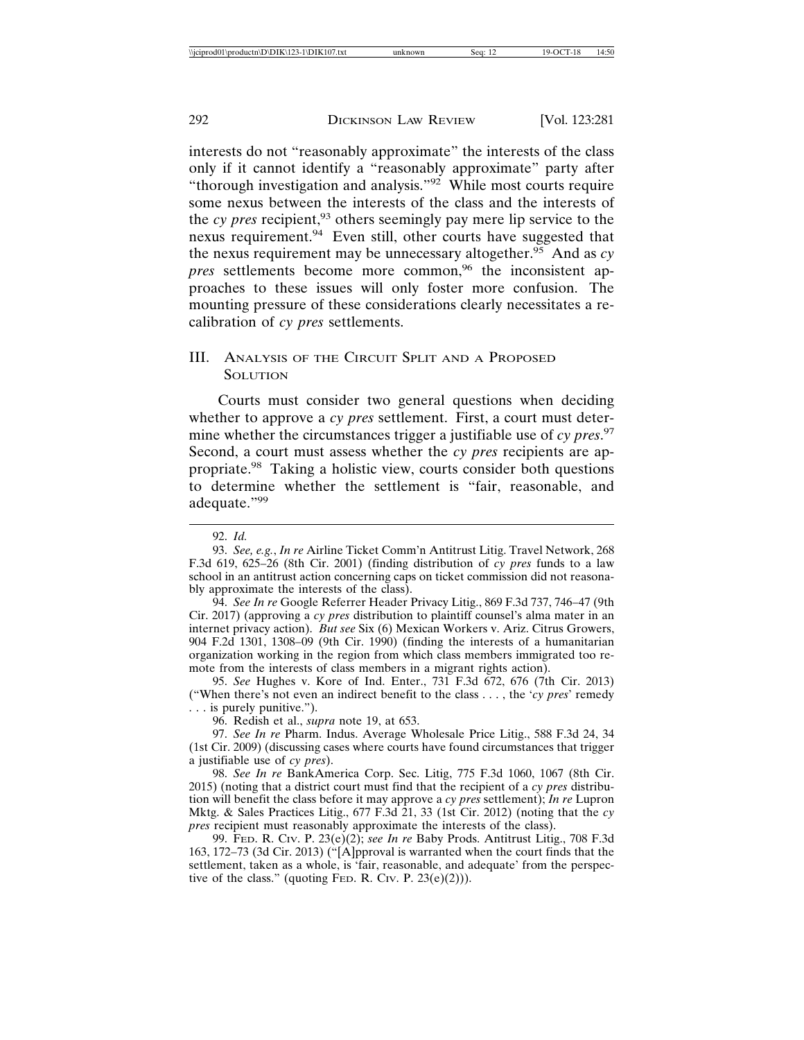interests do not "reasonably approximate" the interests of the class only if it cannot identify a "reasonably approximate" party after "thorough investigation and analysis."[92] While most courts require some nexus between the interests of the class and the interests of the *cy pres* recipient,[93] others seemingly pay mere lip service to the nexus requirement.[94] Even still, other courts have suggested that the nexus requirement may be unnecessary altogether.[95] And as *cy pres* settlements become more common,[96] the inconsistent approaches to these issues will only foster more confusion. The mounting pressure of these considerations clearly necessitates a recalibration of *cy pres* settlements.

## III. Analysis of the Circuit Split and a Proposed Solution

Courts must consider two general questions when deciding whether to approve a *cy pres* settlement. First, a court must determine whether the circumstances trigger a justifiable use of *cy pres*.[97] Second, a court must assess whether the *cy pres* recipients are appropriate.[98] Taking a holistic view, courts consider both questions to determine whether the settlement is "fair, reasonable, and adequate."[99]

---

92. *Id.*

93. *See, e.g.*, *In re* Airline Ticket Comm'n Antitrust Litig. Travel Network, 268 F.3d 619, 625–26 (8th Cir. 2001) (finding distribution of *cy pres* funds to a law school in an antitrust action concerning caps on ticket commission did not reasonably approximate the interests of the class).

94. *See In re* Google Referrer Header Privacy Litig., 869 F.3d 737, 746–47 (9th Cir. 2017) (approving a *cy pres* distribution to plaintiff counsel's alma mater in an internet privacy action). *But see* Six (6) Mexican Workers v. Ariz. Citrus Growers, 904 F.2d 1301, 1308–09 (9th Cir. 1990) (finding the interests of a humanitarian organization working in the region from which class members immigrated too remote from the interests of class members in a migrant rights action).

95. *See* Hughes v. Kore of Ind. Enter., 731 F.3d 672, 676 (7th Cir. 2013) ("When there's not even an indirect benefit to the class . . . , the '*cy pres*' remedy . . . is purely punitive.").

96. Redish et al., *supra* note 19, at 653.

97. *See In re* Pharm. Indus. Average Wholesale Price Litig., 588 F.3d 24, 34 (1st Cir. 2009) (discussing cases where courts have found circumstances that trigger a justifiable use of *cy pres*).

98. *See In re* BankAmerica Corp. Sec. Litig, 775 F.3d 1060, 1067 (8th Cir. 2015) (noting that a district court must find that the recipient of a *cy pres* distribution will benefit the class before it may approve a *cy pres* settlement); *In re* Lupron Mktg. & Sales Practices Litig., 677 F.3d 21, 33 (1st Cir. 2012) (noting that the *cy pres* recipient must reasonably approximate the interests of the class).

99. Fed. R. Civ. P. 23(e)(2); *see In re* Baby Prods. Antitrust Litig., 708 F.3d 163, 172–73 (3d Cir. 2013) ("[A]pproval is warranted when the court finds that the settlement, taken as a whole, is 'fair, reasonable, and adequate' from the perspective of the class." (quoting Fed. R. Civ. P. 23(e)(2))).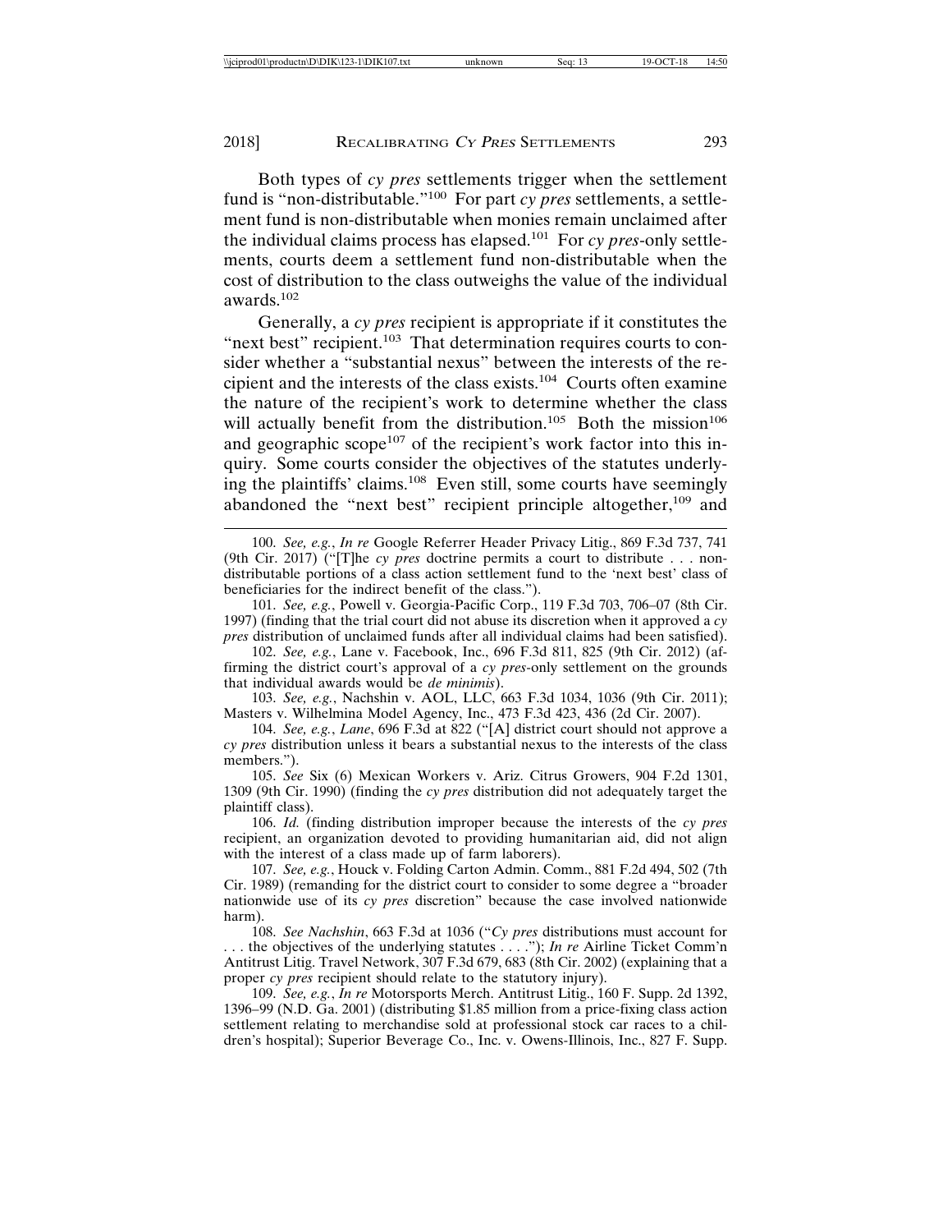Both types of *cy pres* settlements trigger when the settlement fund is "non-distributable."[100] For part *cy pres* settlements, a settlement fund is non-distributable when monies remain unclaimed after the individual claims process has elapsed.[101] For *cy pres*-only settlements, courts deem a settlement fund non-distributable when the cost of distribution to the class outweighs the value of the individual awards.[102]

Generally, a *cy pres* recipient is appropriate if it constitutes the "next best" recipient.[103] That determination requires courts to consider whether a "substantial nexus" between the interests of the recipient and the interests of the class exists.[104] Courts often examine the nature of the recipient's work to determine whether the class will actually benefit from the distribution.[105] Both the mission[106] and geographic scope[107] of the recipient's work factor into this inquiry. Some courts consider the objectives of the statutes underlying the plaintiffs' claims.[108] Even still, some courts have seemingly abandoned the "next best" recipient principle altogether,[109] and

---

100. *See, e.g.*, *In re* Google Referrer Header Privacy Litig., 869 F.3d 737, 741 (9th Cir. 2017) ("[T]he *cy pres* doctrine permits a court to distribute . . . non-distributable portions of a class action settlement fund to the 'next best' class of beneficiaries for the indirect benefit of the class.").

101. *See, e.g.*, Powell v. Georgia-Pacific Corp., 119 F.3d 703, 706–07 (8th Cir. 1997) (finding that the trial court did not abuse its discretion when it approved a *cy pres* distribution of unclaimed funds after all individual claims had been satisfied).

102. *See, e.g.*, Lane v. Facebook, Inc., 696 F.3d 811, 825 (9th Cir. 2012) (affirming the district court's approval of a *cy pres*-only settlement on the grounds that individual awards would be *de minimis*).

103. *See, e.g.*, Nachshin v. AOL, LLC, 663 F.3d 1034, 1036 (9th Cir. 2011); Masters v. Wilhelmina Model Agency, Inc., 473 F.3d 423, 436 (2d Cir. 2007).

104. *See, e.g.*, *Lane*, 696 F.3d at 822 ("[A] district court should not approve a *cy pres* distribution unless it bears a substantial nexus to the interests of the class members.").

105. *See* Six (6) Mexican Workers v. Ariz. Citrus Growers, 904 F.2d 1301, 1309 (9th Cir. 1990) (finding the *cy pres* distribution did not adequately target the plaintiff class).

106. *Id.* (finding distribution improper because the interests of the *cy pres* recipient, an organization devoted to providing humanitarian aid, did not align with the interest of a class made up of farm laborers).

107. *See, e.g.*, Houck v. Folding Carton Admin. Comm., 881 F.2d 494, 502 (7th Cir. 1989) (remanding for the district court to consider to some degree a "broader nationwide use of its *cy pres* discretion" because the case involved nationwide harm).

108. *See Nachshin*, 663 F.3d at 1036 ("*Cy pres* distributions must account for . . . the objectives of the underlying statutes . . . ."); *In re* Airline Ticket Comm'n Antitrust Litig. Travel Network, 307 F.3d 679, 683 (8th Cir. 2002) (explaining that a proper *cy pres* recipient should relate to the statutory injury).

109. *See, e.g.*, *In re* Motorsports Merch. Antitrust Litig., 160 F. Supp. 2d 1392, 1396–99 (N.D. Ga. 2001) (distributing $1.85 million from a price-fixing class action settlement relating to merchandise sold at professional stock car races to a children's hospital); Superior Beverage Co., Inc. v. Owens-Illinois, Inc., 827 F. Supp.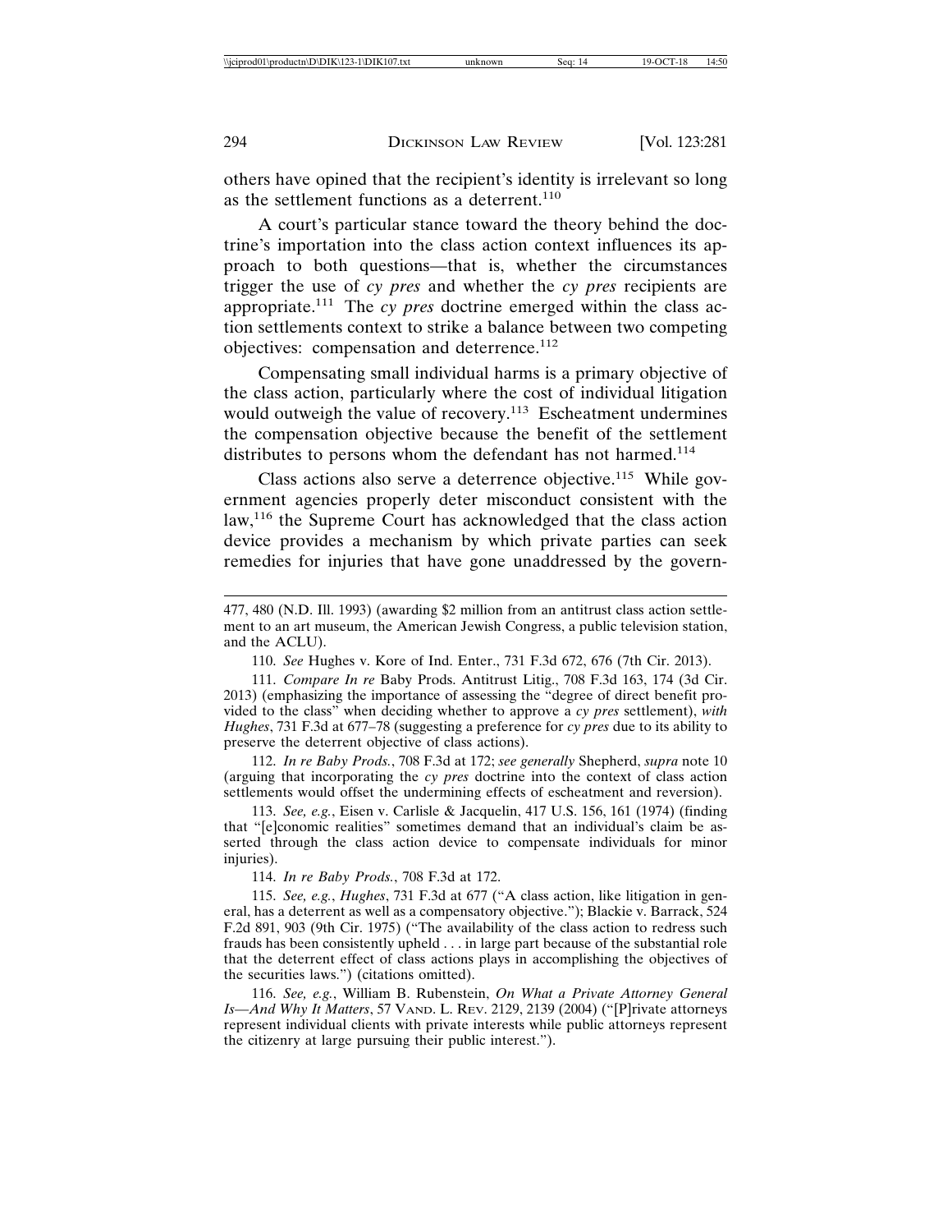others have opined that the recipient's identity is irrelevant so long as the settlement functions as a deterrent.[110]

A court's particular stance toward the theory behind the doctrine's importation into the class action context influences its approach to both questions—that is, whether the circumstances trigger the use of *cy pres* and whether the *cy pres* recipients are appropriate.[111] The *cy pres* doctrine emerged within the class action settlements context to strike a balance between two competing objectives: compensation and deterrence.[112]

Compensating small individual harms is a primary objective of the class action, particularly where the cost of individual litigation would outweigh the value of recovery.[113] Escheatment undermines the compensation objective because the benefit of the settlement distributes to persons whom the defendant has not harmed.[114]

Class actions also serve a deterrence objective.[115] While government agencies properly deter misconduct consistent with the law,[116] the Supreme Court has acknowledged that the class action device provides a mechanism by which private parties can seek remedies for injuries that have gone unaddressed by the govern-

---

477, 480 (N.D. Ill. 1993) (awarding $2 million from an antitrust class action settlement to an art museum, the American Jewish Congress, a public television station, and the ACLU).

110. *See* Hughes v. Kore of Ind. Enter., 731 F.3d 672, 676 (7th Cir. 2013).

111. *Compare In re* Baby Prods. Antitrust Litig., 708 F.3d 163, 174 (3d Cir. 2013) (emphasizing the importance of assessing the "degree of direct benefit provided to the class" when deciding whether to approve a *cy pres* settlement), *with Hughes*, 731 F.3d at 677–78 (suggesting a preference for *cy pres* due to its ability to preserve the deterrent objective of class actions).

112. *In re Baby Prods.*, 708 F.3d at 172; *see generally* Shepherd, *supra* note 10 (arguing that incorporating the *cy pres* doctrine into the context of class action settlements would offset the undermining effects of escheatment and reversion).

113. *See, e.g.*, Eisen v. Carlisle & Jacquelin, 417 U.S. 156, 161 (1974) (finding that "[e]conomic realities" sometimes demand that an individual's claim be asserted through the class action device to compensate individuals for minor injuries).

114. *In re Baby Prods.*, 708 F.3d at 172.

115. *See, e.g.*, *Hughes*, 731 F.3d at 677 ("A class action, like litigation in general, has a deterrent as well as a compensatory objective."); Blackie v. Barrack, 524 F.2d 891, 903 (9th Cir. 1975) ("The availability of the class action to redress such frauds has been consistently upheld . . . in large part because of the substantial role that the deterrent effect of class actions plays in accomplishing the objectives of the securities laws.") (citations omitted).

116. *See, e.g.*, William B. Rubenstein, *On What a Private Attorney General Is—And Why It Matters*, 57 VAND. L. REV. 2129, 2139 (2004) ("[P]rivate attorneys represent individual clients with private interests while public attorneys represent the citizenry at large pursuing their public interest.").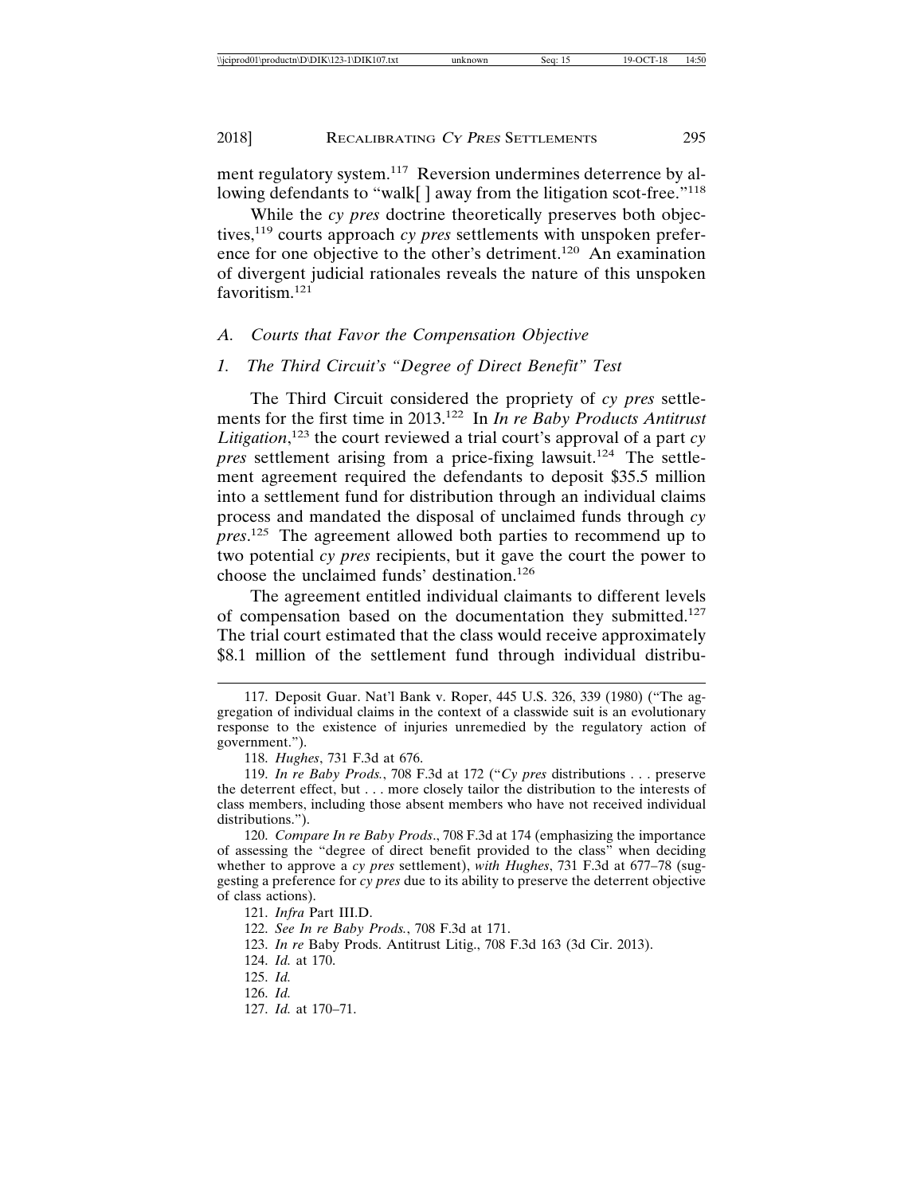ment regulatory system.[117] Reversion undermines deterrence by allowing defendants to "walk[ ] away from the litigation scot-free."[118]

While the *cy pres* doctrine theoretically preserves both objectives,[119] courts approach *cy pres* settlements with unspoken preference for one objective to the other's detriment.[120] An examination of divergent judicial rationales reveals the nature of this unspoken favoritism.[121]

### *A. Courts that Favor the Compensation Objective*

#### *1. The Third Circuit's "Degree of Direct Benefit" Test*

The Third Circuit considered the propriety of *cy pres* settlements for the first time in 2013.[122] In *In re Baby Products Antitrust Litigation*,[123] the court reviewed a trial court's approval of a part *cy pres* settlement arising from a price-fixing lawsuit.[124] The settlement agreement required the defendants to deposit $35.5 million into a settlement fund for distribution through an individual claims process and mandated the disposal of unclaimed funds through *cy pres*.[125] The agreement allowed both parties to recommend up to two potential *cy pres* recipients, but it gave the court the power to choose the unclaimed funds' destination.[126]

The agreement entitled individual claimants to different levels of compensation based on the documentation they submitted.[127] The trial court estimated that the class would receive approximately $8.1 million of the settlement fund through individual distribu-

---

117. Deposit Guar. Nat'l Bank v. Roper, 445 U.S. 326, 339 (1980) ("The aggregation of individual claims in the context of a classwide suit is an evolutionary response to the existence of injuries unremedied by the regulatory action of government.").

118. *Hughes*, 731 F.3d at 676.

119. *In re Baby Prods.*, 708 F.3d at 172 ("*Cy pres* distributions . . . preserve the deterrent effect, but . . . more closely tailor the distribution to the interests of class members, including those absent members who have not received individual distributions.").

120. *Compare In re Baby Prods*., 708 F.3d at 174 (emphasizing the importance of assessing the "degree of direct benefit provided to the class" when deciding whether to approve a *cy pres* settlement), *with Hughes*, 731 F.3d at 677–78 (suggesting a preference for *cy pres* due to its ability to preserve the deterrent objective of class actions).

121. *Infra* Part III.D.

122. *See In re Baby Prods.*, 708 F.3d at 171.

123. *In re* Baby Prods. Antitrust Litig., 708 F.3d 163 (3d Cir. 2013).

124. *Id.* at 170.

125. *Id.*

126. *Id.*

127. *Id.* at 170–71.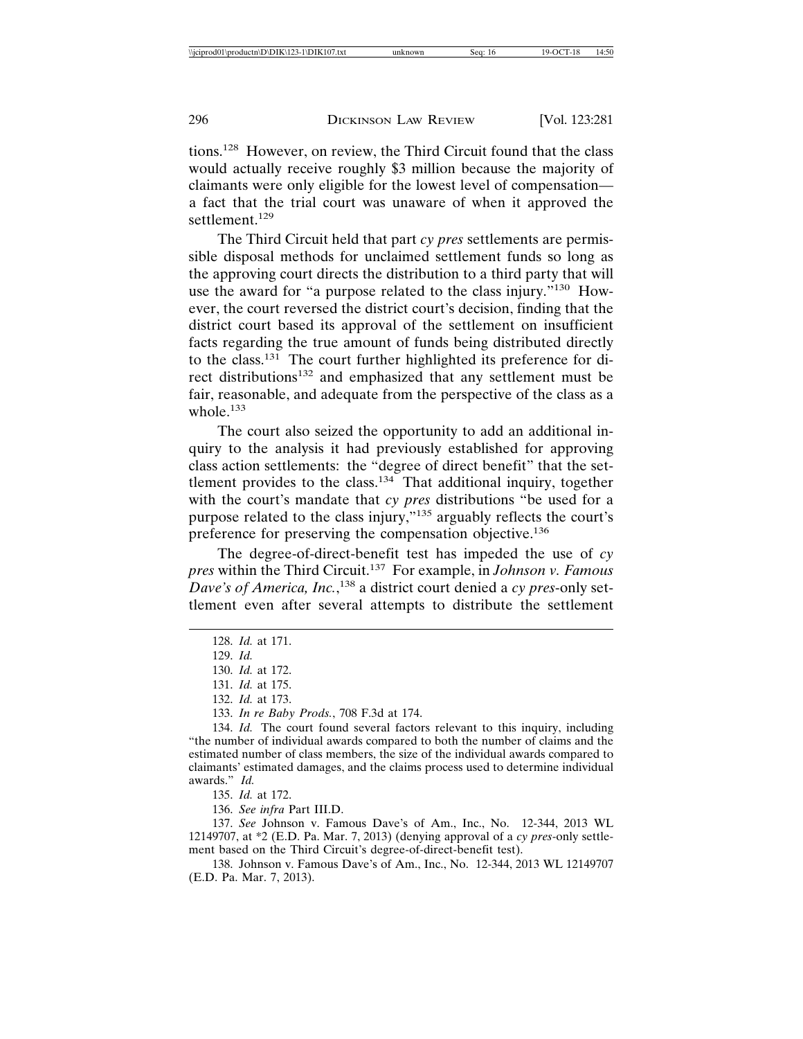tions.[128] However, on review, the Third Circuit found that the class would actually receive roughly $3 million because the majority of claimants were only eligible for the lowest level of compensation—a fact that the trial court was unaware of when it approved the settlement.[129]

The Third Circuit held that part *cy pres* settlements are permissible disposal methods for unclaimed settlement funds so long as the approving court directs the distribution to a third party that will use the award for "a purpose related to the class injury."[130] However, the court reversed the district court's decision, finding that the district court based its approval of the settlement on insufficient facts regarding the true amount of funds being distributed directly to the class.[131] The court further highlighted its preference for direct distributions[132] and emphasized that any settlement must be fair, reasonable, and adequate from the perspective of the class as a whole.[133]

The court also seized the opportunity to add an additional inquiry to the analysis it had previously established for approving class action settlements: the "degree of direct benefit" that the settlement provides to the class.[134] That additional inquiry, together with the court's mandate that *cy pres* distributions "be used for a purpose related to the class injury,"[135] arguably reflects the court's preference for preserving the compensation objective.[136]

The degree-of-direct-benefit test has impeded the use of *cy pres* within the Third Circuit.[137] For example, in *Johnson v. Famous Dave's of America, Inc.*,[138] a district court denied a *cy pres*-only settlement even after several attempts to distribute the settlement

---

128. *Id.* at 171.

129. *Id.*

130. *Id.* at 172.

131. *Id.* at 175.

132. *Id.* at 173.

133. *In re Baby Prods.*, 708 F.3d at 174.

134. *Id.* The court found several factors relevant to this inquiry, including "the number of individual awards compared to both the number of claims and the estimated number of class members, the size of the individual awards compared to claimants' estimated damages, and the claims process used to determine individual awards." *Id.*

135. *Id.* at 172.

136. *See infra* Part III.D.

137. *See* Johnson v. Famous Dave's of Am., Inc., No. 12-344, 2013 WL 12149707, at *2 (E.D. Pa. Mar. 7, 2013) (denying approval of a *cy pres*-only settlement based on the Third Circuit's degree-of-direct-benefit test).

138. Johnson v. Famous Dave's of Am., Inc., No. 12-344, 2013 WL 12149707 (E.D. Pa. Mar. 7, 2013).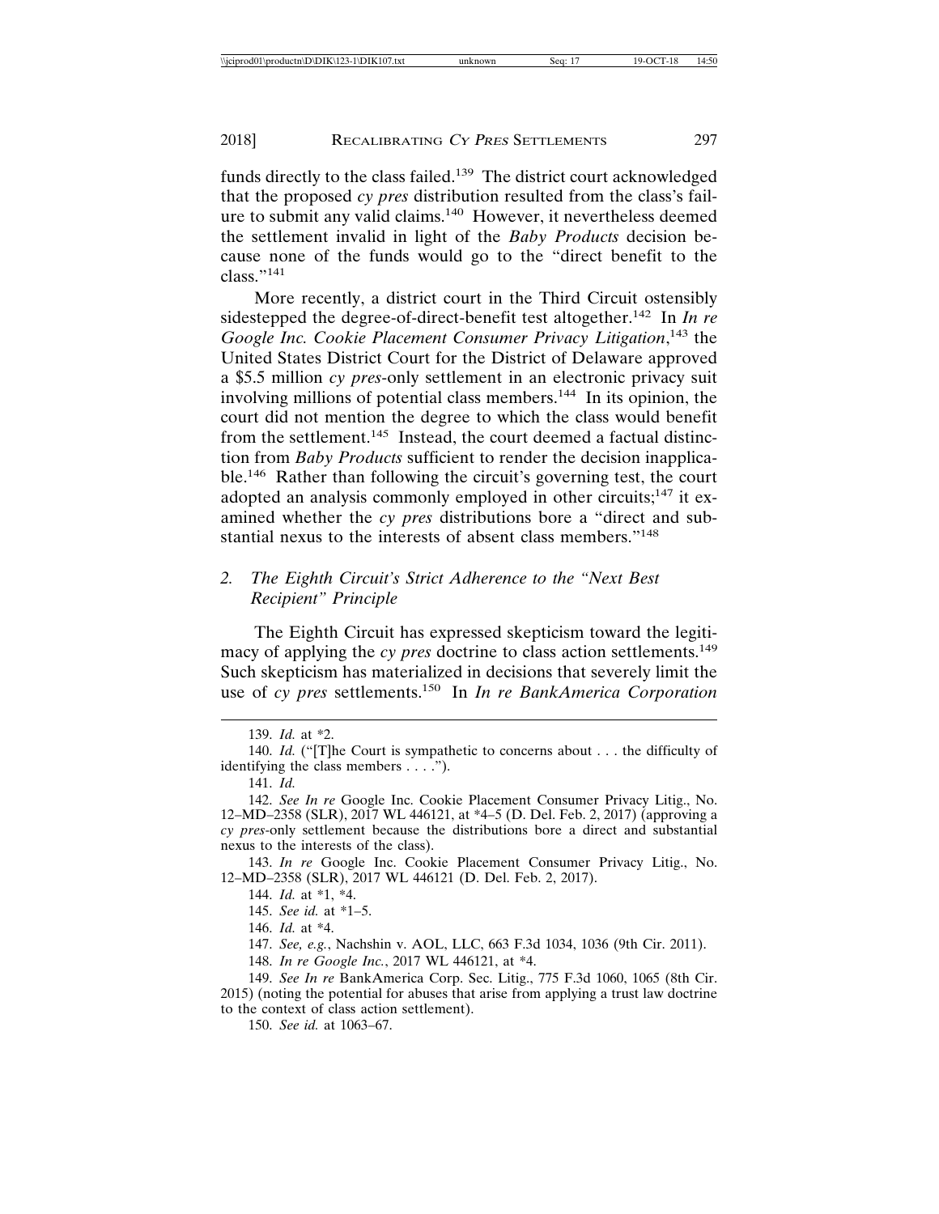funds directly to the class failed.[139] The district court acknowledged that the proposed *cy pres* distribution resulted from the class's failure to submit any valid claims.[140] However, it nevertheless deemed the settlement invalid in light of the *Baby Products* decision because none of the funds would go to the "direct benefit to the class."[141]

More recently, a district court in the Third Circuit ostensibly sidestepped the degree-of-direct-benefit test altogether.[142] In *In re Google Inc. Cookie Placement Consumer Privacy Litigation*,[143] the United States District Court for the District of Delaware approved a $5.5 million *cy pres*-only settlement in an electronic privacy suit involving millions of potential class members.[144] In its opinion, the court did not mention the degree to which the class would benefit from the settlement.[145] Instead, the court deemed a factual distinction from *Baby Products* sufficient to render the decision inapplicable.[146] Rather than following the circuit's governing test, the court adopted an analysis commonly employed in other circuits;[147] it examined whether the *cy pres* distributions bore a "direct and substantial nexus to the interests of absent class members."[148]

### 2. *The Eighth Circuit's Strict Adherence to the "Next Best Recipient" Principle*

The Eighth Circuit has expressed skepticism toward the legitimacy of applying the *cy pres* doctrine to class action settlements.[149] Such skepticism has materialized in decisions that severely limit the use of *cy pres* settlements.[150] In *In re BankAmerica Corporation*

---

139. *Id.* at *2.

140. *Id.* ("[T]he Court is sympathetic to concerns about . . . the difficulty of identifying the class members . . . .").

141. *Id.*

142. *See In re* Google Inc. Cookie Placement Consumer Privacy Litig., No. 12–MD–2358 (SLR), 2017 WL 446121, at *4–5 (D. Del. Feb. 2, 2017) (approving a *cy pres*-only settlement because the distributions bore a direct and substantial nexus to the interests of the class).

143. *In re* Google Inc. Cookie Placement Consumer Privacy Litig., No. 12–MD–2358 (SLR), 2017 WL 446121 (D. Del. Feb. 2, 2017).

144. *Id.* at *1, *4.

145. *See id.* at *1–5.

146. *Id.* at *4.

147. *See, e.g.*, Nachshin v. AOL, LLC, 663 F.3d 1034, 1036 (9th Cir. 2011).

148. *In re Google Inc.*, 2017 WL 446121, at *4.

149. *See In re* BankAmerica Corp. Sec. Litig., 775 F.3d 1060, 1065 (8th Cir. 2015) (noting the potential for abuses that arise from applying a trust law doctrine to the context of class action settlement).

150. *See id.* at 1063–67.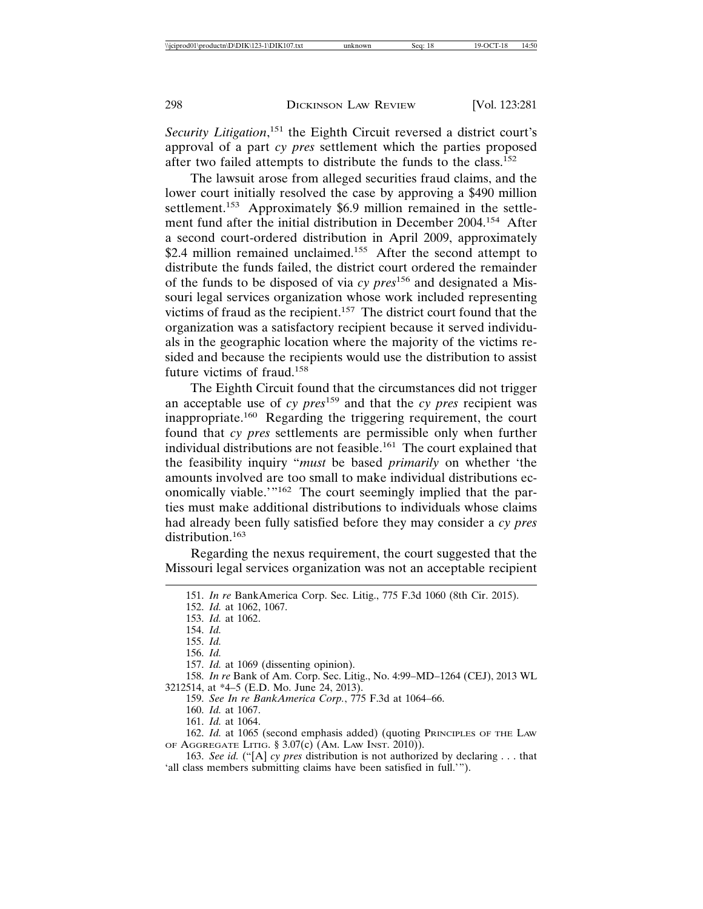*Security Litigation*,[151] the Eighth Circuit reversed a district court's approval of a part *cy pres* settlement which the parties proposed after two failed attempts to distribute the funds to the class.[152]

The lawsuit arose from alleged securities fraud claims, and the lower court initially resolved the case by approving a $490 million settlement.[153] Approximately $6.9 million remained in the settlement fund after the initial distribution in December 2004.[154] After a second court-ordered distribution in April 2009, approximately $2.4 million remained unclaimed.[155] After the second attempt to distribute the funds failed, the district court ordered the remainder of the funds to be disposed of via *cy pres*[156] and designated a Missouri legal services organization whose work included representing victims of fraud as the recipient.[157] The district court found that the organization was a satisfactory recipient because it served individuals in the geographic location where the majority of the victims resided and because the recipients would use the distribution to assist future victims of fraud.[158]

The Eighth Circuit found that the circumstances did not trigger an acceptable use of *cy pres*[159] and that the *cy pres* recipient was inappropriate.[160] Regarding the triggering requirement, the court found that *cy pres* settlements are permissible only when further individual distributions are not feasible.[161] The court explained that the feasibility inquiry "*must* be based *primarily* on whether 'the amounts involved are too small to make individual distributions economically viable.'"[162] The court seemingly implied that the parties must make additional distributions to individuals whose claims had already been fully satisfied before they may consider a *cy pres* distribution.[163]

Regarding the nexus requirement, the court suggested that the Missouri legal services organization was not an acceptable recipient

---

151. *In re* BankAmerica Corp. Sec. Litig., 775 F.3d 1060 (8th Cir. 2015).

152. *Id.* at 1062, 1067.

153. *Id.* at 1062.

154. *Id.*

155. *Id.*

156. *Id.*

157. *Id.* at 1069 (dissenting opinion).

158. *In re* Bank of Am. Corp. Sec. Litig., No. 4:99–MD–1264 (CEJ), 2013 WL 3212514, at *4–5 (E.D. Mo. June 24, 2013).

159. *See In re BankAmerica Corp.*, 775 F.3d at 1064–66.

160. *Id.* at 1067.

161. *Id.* at 1064.

162. *Id.* at 1065 (second emphasis added) (quoting PRINCIPLES OF THE LAW OF AGGREGATE LITIG. § 3.07(c) (AM. LAW INST. 2010)).

163. *See id.* ("[A] *cy pres* distribution is not authorized by declaring . . . that 'all class members submitting claims have been satisfied in full.'").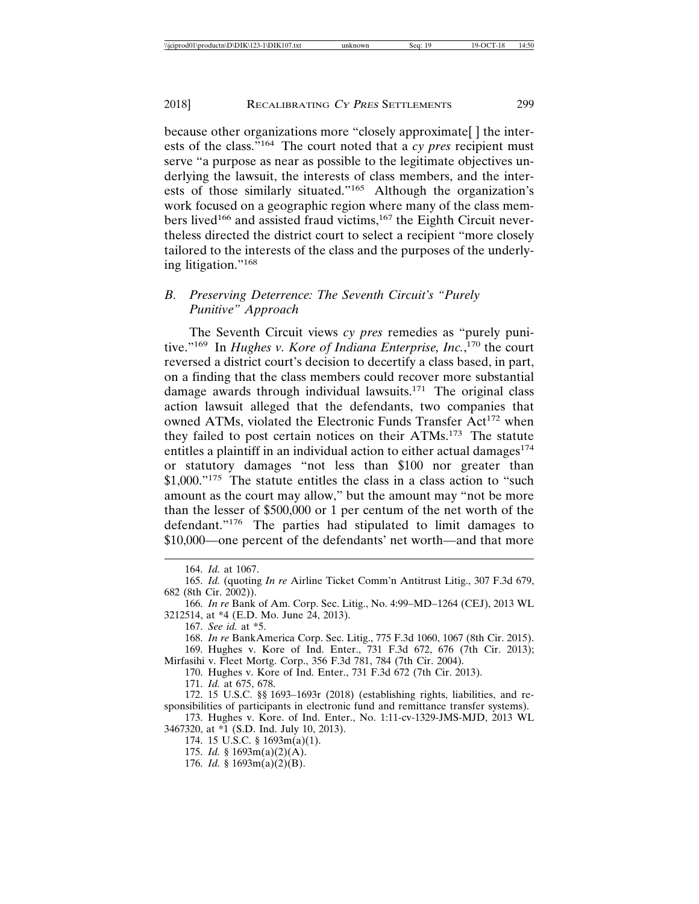because other organizations more "closely approximate[ ] the interests of the class."[164] The court noted that a *cy pres* recipient must serve "a purpose as near as possible to the legitimate objectives underlying the lawsuit, the interests of class members, and the interests of those similarly situated."[165] Although the organization's work focused on a geographic region where many of the class members lived[166] and assisted fraud victims,[167] the Eighth Circuit nevertheless directed the district court to select a recipient "more closely tailored to the interests of the class and the purposes of the underlying litigation."[168]

### *B. Preserving Deterrence: The Seventh Circuit's "Purely Punitive" Approach*

The Seventh Circuit views *cy pres* remedies as "purely punitive."[169] In *Hughes v. Kore of Indiana Enterprise, Inc.*,[170] the court reversed a district court's decision to decertify a class based, in part, on a finding that the class members could recover more substantial damage awards through individual lawsuits.[171] The original class action lawsuit alleged that the defendants, two companies that owned ATMs, violated the Electronic Funds Transfer Act[172] when they failed to post certain notices on their ATMs.[173] The statute entitles a plaintiff in an individual action to either actual damages[174] or statutory damages "not less than $100 nor greater than $1,000."[175] The statute entitles the class in a class action to "such amount as the court may allow," but the amount may "not be more than the lesser of $500,000 or 1 per centum of the net worth of the defendant."[176] The parties had stipulated to limit damages to $10,000—one percent of the defendants' net worth—and that more

---

164. *Id.* at 1067.

165. *Id.* (quoting *In re* Airline Ticket Comm'n Antitrust Litig., 307 F.3d 679, 682 (8th Cir. 2002)).

166. *In re* Bank of Am. Corp. Sec. Litig., No. 4:99–MD–1264 (CEJ), 2013 WL 3212514, at *4 (E.D. Mo. June 24, 2013).

167. *See id.* at *5.

168. *In re* BankAmerica Corp. Sec. Litig., 775 F.3d 1060, 1067 (8th Cir. 2015).

169. Hughes v. Kore of Ind. Enter., 731 F.3d 672, 676 (7th Cir. 2013); Mirfasihi v. Fleet Mortg. Corp., 356 F.3d 781, 784 (7th Cir. 2004).

170. Hughes v. Kore of Ind. Enter., 731 F.3d 672 (7th Cir. 2013).

171. *Id.* at 675, 678.

172. 15 U.S.C. §§ 1693–1693r (2018) (establishing rights, liabilities, and responsibilities of participants in electronic fund and remittance transfer systems).

173. Hughes v. Kore. of Ind. Enter., No. 1:11-cv-1329-JMS-MJD, 2013 WL 3467320, at *1 (S.D. Ind. July 10, 2013).

174. 15 U.S.C. § 1693m(a)(1).

175. *Id.* § 1693m(a)(2)(A).

176. *Id.* § 1693m(a)(2)(B).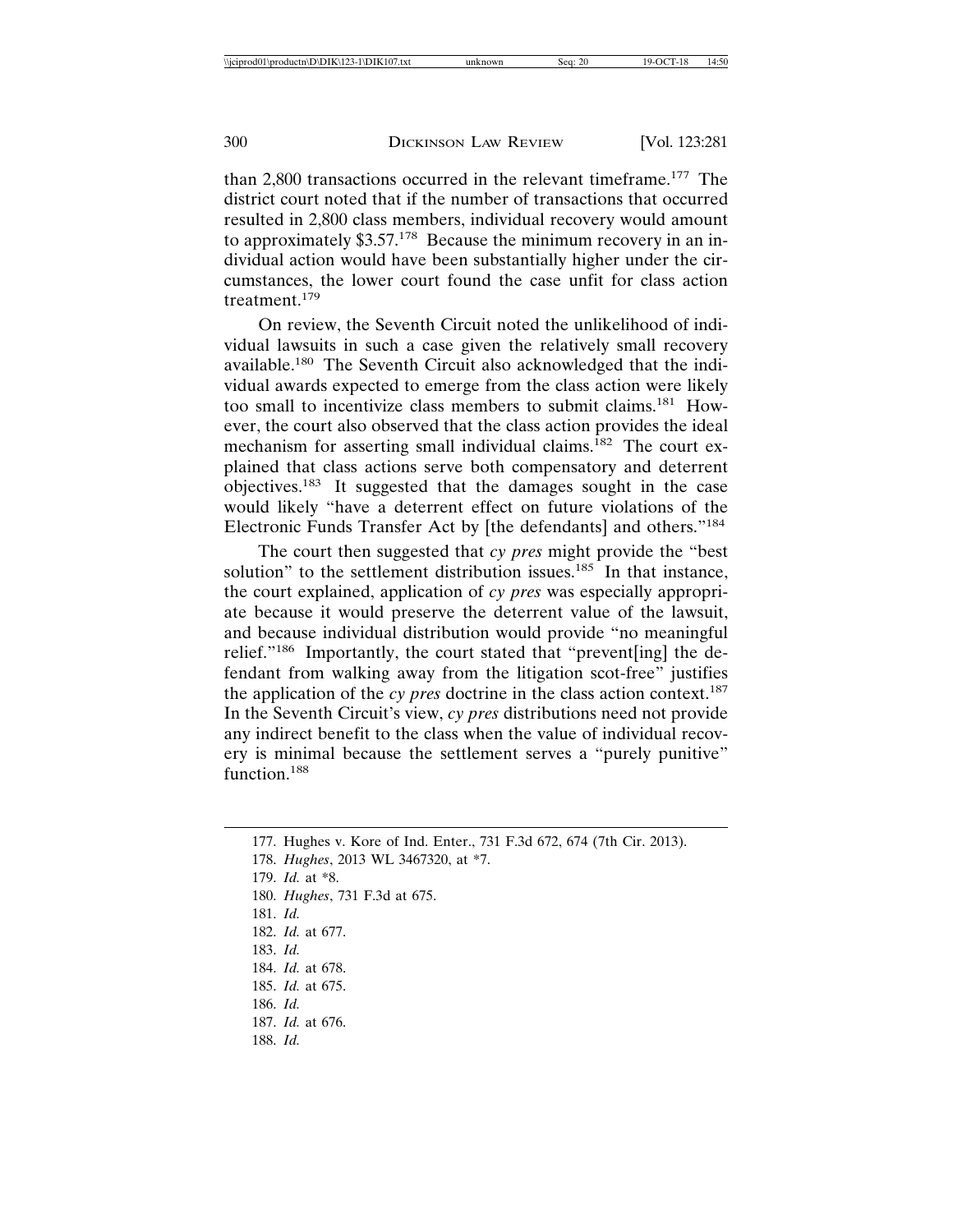than 2,800 transactions occurred in the relevant timeframe.[177] The district court noted that if the number of transactions that occurred resulted in 2,800 class members, individual recovery would amount to approximately $3.57.[178] Because the minimum recovery in an individual action would have been substantially higher under the circumstances, the lower court found the case unfit for class action treatment.[179]

On review, the Seventh Circuit noted the unlikelihood of individual lawsuits in such a case given the relatively small recovery available.[180] The Seventh Circuit also acknowledged that the individual awards expected to emerge from the class action were likely too small to incentivize class members to submit claims.[181] However, the court also observed that the class action provides the ideal mechanism for asserting small individual claims.[182] The court explained that class actions serve both compensatory and deterrent objectives.[183] It suggested that the damages sought in the case would likely "have a deterrent effect on future violations of the Electronic Funds Transfer Act by [the defendants] and others."[184]

The court then suggested that *cy pres* might provide the "best solution" to the settlement distribution issues.[185] In that instance, the court explained, application of *cy pres* was especially appropriate because it would preserve the deterrent value of the lawsuit, and because individual distribution would provide "no meaningful relief."[186] Importantly, the court stated that "prevent[ing] the defendant from walking away from the litigation scot-free" justifies the application of the *cy pres* doctrine in the class action context.[187] In the Seventh Circuit's view, *cy pres* distributions need not provide any indirect benefit to the class when the value of individual recovery is minimal because the settlement serves a "purely punitive" function.[188]

177. Hughes v. Kore of Ind. Enter., 731 F.3d 672, 674 (7th Cir. 2013).
178. *Hughes*, 2013 WL 3467320, at *7.
179. *Id.* at *8.
180. *Hughes*, 731 F.3d at 675.
181. *Id.*
182. *Id.* at 677.
183. *Id.*
184. *Id.* at 678.
185. *Id.* at 675.
186. *Id.*
187. *Id.* at 676.
188. *Id.*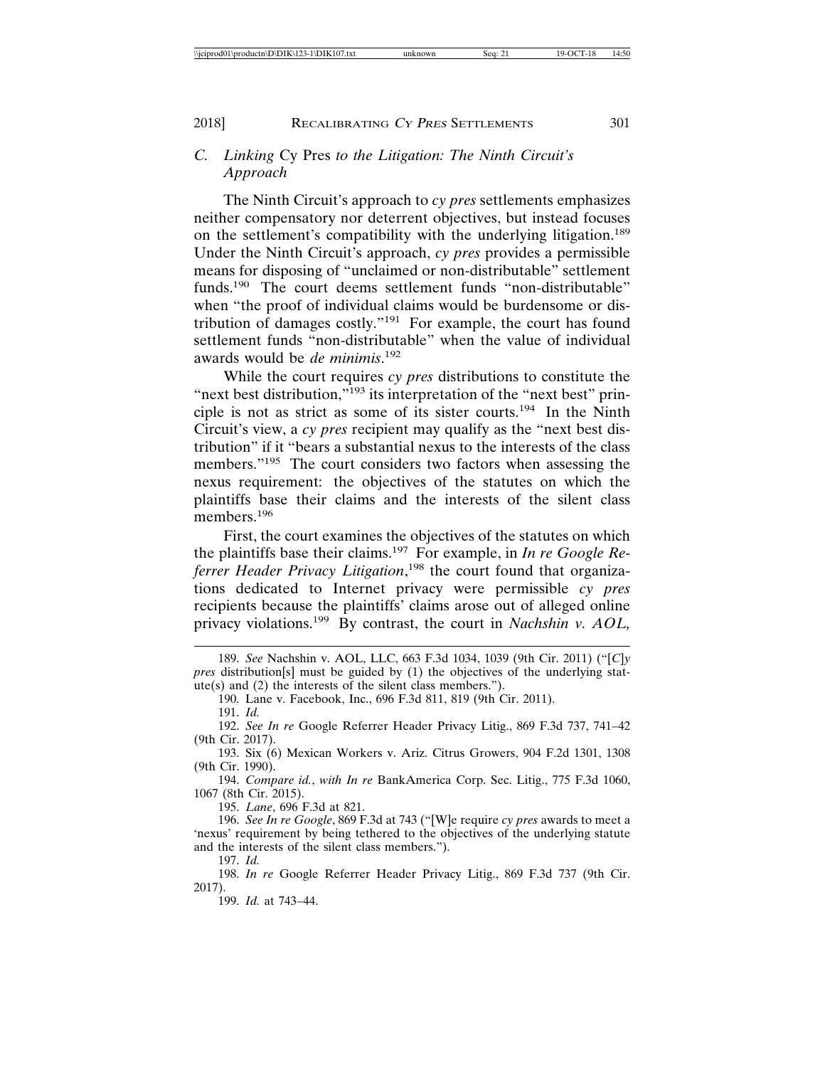### *C. Linking* Cy Pres *to the Litigation: The Ninth Circuit's Approach*

The Ninth Circuit's approach to *cy pres* settlements emphasizes neither compensatory nor deterrent objectives, but instead focuses on the settlement's compatibility with the underlying litigation.[189] Under the Ninth Circuit's approach, *cy pres* provides a permissible means for disposing of "unclaimed or non-distributable" settlement funds.[190] The court deems settlement funds "non-distributable" when "the proof of individual claims would be burdensome or distribution of damages costly."[191] For example, the court has found settlement funds "non-distributable" when the value of individual awards would be *de minimis*.[192]

While the court requires *cy pres* distributions to constitute the "next best distribution,"[193] its interpretation of the "next best" principle is not as strict as some of its sister courts.[194] In the Ninth Circuit's view, a *cy pres* recipient may qualify as the "next best distribution" if it "bears a substantial nexus to the interests of the class members."[195] The court considers two factors when assessing the nexus requirement: the objectives of the statutes on which the plaintiffs base their claims and the interests of the silent class members.[196]

First, the court examines the objectives of the statutes on which the plaintiffs base their claims.[197] For example, in *In re Google Referrer Header Privacy Litigation*,[198] the court found that organizations dedicated to Internet privacy were permissible *cy pres* recipients because the plaintiffs' claims arose out of alleged online privacy violations.[199] By contrast, the court in *Nachshin v. AOL,*

---

189. *See* Nachshin v. AOL, LLC, 663 F.3d 1034, 1039 (9th Cir. 2011) ("[*C*]*y pres* distribution[s] must be guided by (1) the objectives of the underlying statute(s) and (2) the interests of the silent class members.").

190. Lane v. Facebook, Inc., 696 F.3d 811, 819 (9th Cir. 2011).

191. *Id.*

192. *See In re* Google Referrer Header Privacy Litig., 869 F.3d 737, 741–42 (9th Cir. 2017).

193. Six (6) Mexican Workers v. Ariz. Citrus Growers, 904 F.2d 1301, 1308 (9th Cir. 1990).

194. *Compare id.*, *with In re* BankAmerica Corp. Sec. Litig., 775 F.3d 1060, 1067 (8th Cir. 2015).

195. *Lane*, 696 F.3d at 821.

196. *See In re Google*, 869 F.3d at 743 ("[W]e require *cy pres* awards to meet a 'nexus' requirement by being tethered to the objectives of the underlying statute and the interests of the silent class members.").

197. *Id.*

198. *In re* Google Referrer Header Privacy Litig., 869 F.3d 737 (9th Cir. 2017).

199. *Id.* at 743–44.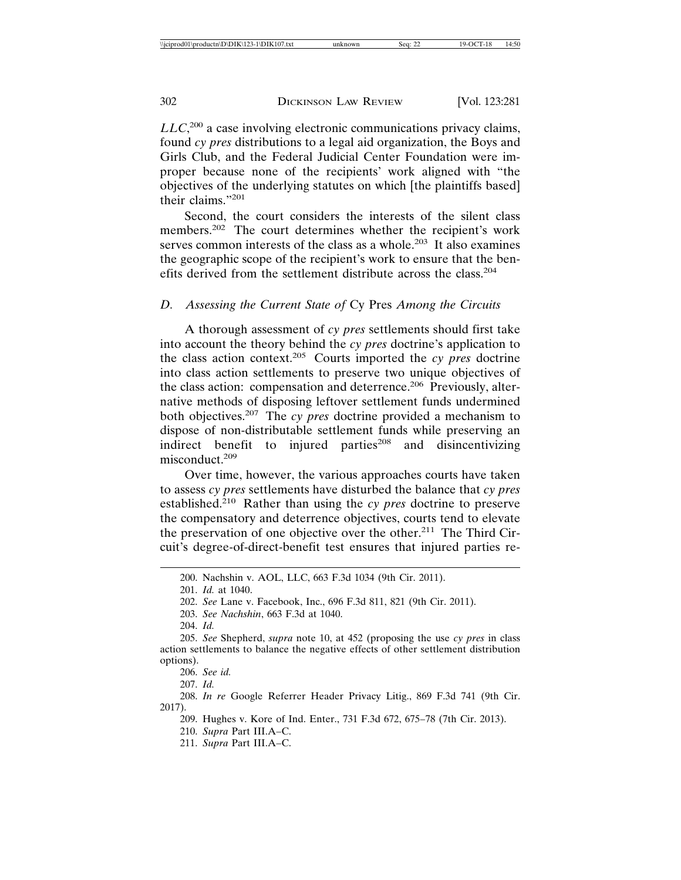*LLC*,[200] a case involving electronic communications privacy claims, found *cy pres* distributions to a legal aid organization, the Boys and Girls Club, and the Federal Judicial Center Foundation were improper because none of the recipients' work aligned with "the objectives of the underlying statutes on which [the plaintiffs based] their claims."[201]

Second, the court considers the interests of the silent class members.[202] The court determines whether the recipient's work serves common interests of the class as a whole.[203] It also examines the geographic scope of the recipient's work to ensure that the benefits derived from the settlement distribute across the class.[204]

### *D. Assessing the Current State of* Cy Pres *Among the Circuits*

A thorough assessment of *cy pres* settlements should first take into account the theory behind the *cy pres* doctrine's application to the class action context.[205] Courts imported the *cy pres* doctrine into class action settlements to preserve two unique objectives of the class action: compensation and deterrence.[206] Previously, alternative methods of disposing leftover settlement funds undermined both objectives.[207] The *cy pres* doctrine provided a mechanism to dispose of non-distributable settlement funds while preserving an indirect benefit to injured parties[208] and disincentivizing misconduct.[209]

Over time, however, the various approaches courts have taken to assess *cy pres* settlements have disturbed the balance that *cy pres* established.[210] Rather than using the *cy pres* doctrine to preserve the compensatory and deterrence objectives, courts tend to elevate the preservation of one objective over the other.[211] The Third Circuit's degree-of-direct-benefit test ensures that injured parties re-

---

200. Nachshin v. AOL, LLC, 663 F.3d 1034 (9th Cir. 2011).

201. *Id.* at 1040.

202. *See* Lane v. Facebook, Inc., 696 F.3d 811, 821 (9th Cir. 2011).

203. *See Nachshin*, 663 F.3d at 1040.

204. *Id.*

205. *See* Shepherd, *supra* note 10, at 452 (proposing the use *cy pres* in class action settlements to balance the negative effects of other settlement distribution options).

206. *See id.*

207. *Id.*

208. *In re* Google Referrer Header Privacy Litig., 869 F.3d 741 (9th Cir. 2017).

209. Hughes v. Kore of Ind. Enter., 731 F.3d 672, 675–78 (7th Cir. 2013).

210. *Supra* Part III.A–C.

211. *Supra* Part III.A–C.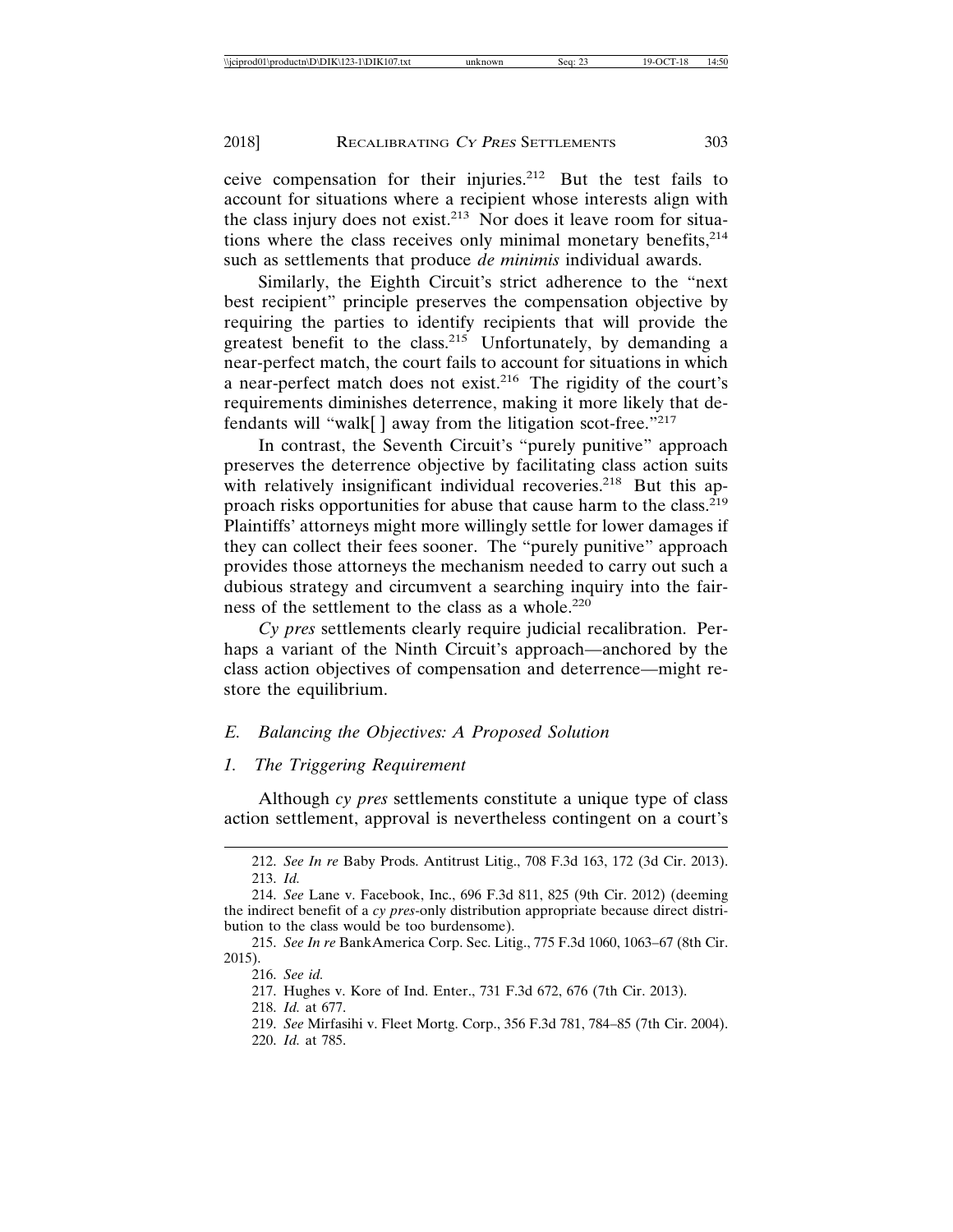ceive compensation for their injuries.[212] But the test fails to account for situations where a recipient whose interests align with the class injury does not exist.[213] Nor does it leave room for situations where the class receives only minimal monetary benefits,[214] such as settlements that produce *de minimis* individual awards.

Similarly, the Eighth Circuit's strict adherence to the "next best recipient" principle preserves the compensation objective by requiring the parties to identify recipients that will provide the greatest benefit to the class.[215] Unfortunately, by demanding a near-perfect match, the court fails to account for situations in which a near-perfect match does not exist.[216] The rigidity of the court's requirements diminishes deterrence, making it more likely that defendants will "walk[ ] away from the litigation scot-free."[217]

In contrast, the Seventh Circuit's "purely punitive" approach preserves the deterrence objective by facilitating class action suits with relatively insignificant individual recoveries.[218] But this approach risks opportunities for abuse that cause harm to the class.[219] Plaintiffs' attorneys might more willingly settle for lower damages if they can collect their fees sooner. The "purely punitive" approach provides those attorneys the mechanism needed to carry out such a dubious strategy and circumvent a searching inquiry into the fairness of the settlement to the class as a whole.[220]

*Cy pres* settlements clearly require judicial recalibration. Perhaps a variant of the Ninth Circuit's approach—anchored by the class action objectives of compensation and deterrence—might restore the equilibrium.

### *E. Balancing the Objectives: A Proposed Solution*

#### *1. The Triggering Requirement*

Although *cy pres* settlements constitute a unique type of class action settlement, approval is nevertheless contingent on a court's

---

212. *See In re* Baby Prods. Antitrust Litig., 708 F.3d 163, 172 (3d Cir. 2013).

213. *Id.*

214. *See* Lane v. Facebook, Inc., 696 F.3d 811, 825 (9th Cir. 2012) (deeming the indirect benefit of a *cy pres*-only distribution appropriate because direct distribution to the class would be too burdensome).

215. *See In re* BankAmerica Corp. Sec. Litig., 775 F.3d 1060, 1063–67 (8th Cir. 2015).

216. *See id.*

217. Hughes v. Kore of Ind. Enter., 731 F.3d 672, 676 (7th Cir. 2013).

218. *Id.* at 677.

219. *See* Mirfasihi v. Fleet Mortg. Corp., 356 F.3d 781, 784–85 (7th Cir. 2004).

220. *Id.* at 785.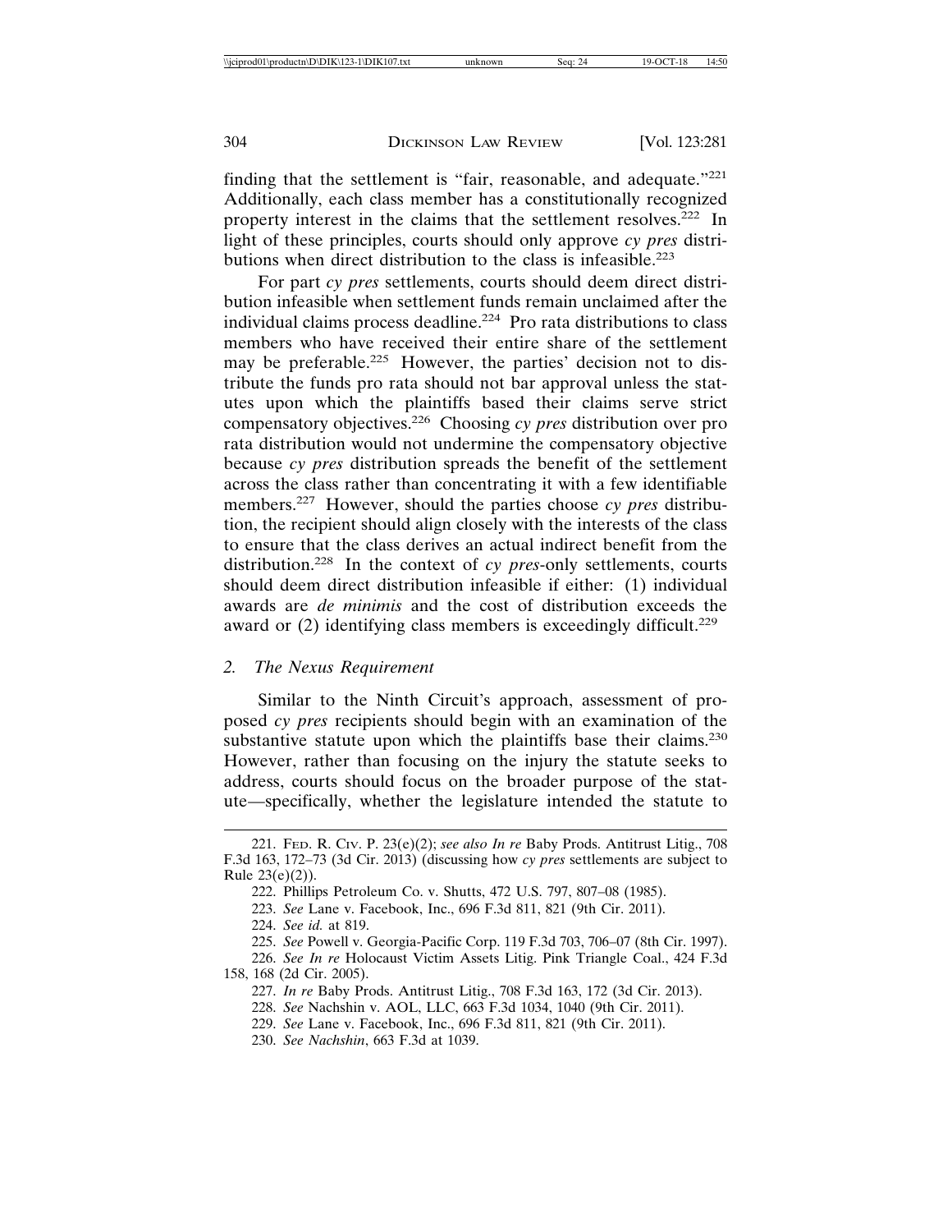finding that the settlement is "fair, reasonable, and adequate."[221] Additionally, each class member has a constitutionally recognized property interest in the claims that the settlement resolves.[222] In light of these principles, courts should only approve *cy pres* distributions when direct distribution to the class is infeasible.[223]

For part *cy pres* settlements, courts should deem direct distribution infeasible when settlement funds remain unclaimed after the individual claims process deadline.[224] Pro rata distributions to class members who have received their entire share of the settlement may be preferable.[225] However, the parties' decision not to distribute the funds pro rata should not bar approval unless the statutes upon which the plaintiffs based their claims serve strict compensatory objectives.[226] Choosing *cy pres* distribution over pro rata distribution would not undermine the compensatory objective because *cy pres* distribution spreads the benefit of the settlement across the class rather than concentrating it with a few identifiable members.[227] However, should the parties choose *cy pres* distribution, the recipient should align closely with the interests of the class to ensure that the class derives an actual indirect benefit from the distribution.[228] In the context of *cy pres*-only settlements, courts should deem direct distribution infeasible if either: (1) individual awards are *de minimis* and the cost of distribution exceeds the award or (2) identifying class members is exceedingly difficult.[229]

### *2. The Nexus Requirement*

Similar to the Ninth Circuit's approach, assessment of proposed *cy pres* recipients should begin with an examination of the substantive statute upon which the plaintiffs base their claims.[230] However, rather than focusing on the injury the statute seeks to address, courts should focus on the broader purpose of the statute—specifically, whether the legislature intended the statute to

---

221. FED. R. CIV. P. 23(e)(2); *see also In re* Baby Prods. Antitrust Litig., 708 F.3d 163, 172–73 (3d Cir. 2013) (discussing how *cy pres* settlements are subject to Rule 23(e)(2)).

222. Phillips Petroleum Co. v. Shutts, 472 U.S. 797, 807–08 (1985).

223. *See* Lane v. Facebook, Inc., 696 F.3d 811, 821 (9th Cir. 2011).

224. *See id.* at 819.

225. *See* Powell v. Georgia-Pacific Corp. 119 F.3d 703, 706–07 (8th Cir. 1997).

226. *See In re* Holocaust Victim Assets Litig. Pink Triangle Coal., 424 F.3d 158, 168 (2d Cir. 2005).

227. *In re* Baby Prods. Antitrust Litig., 708 F.3d 163, 172 (3d Cir. 2013).

228. *See* Nachshin v. AOL, LLC, 663 F.3d 1034, 1040 (9th Cir. 2011).

229. *See* Lane v. Facebook, Inc., 696 F.3d 811, 821 (9th Cir. 2011).

230. *See Nachshin*, 663 F.3d at 1039.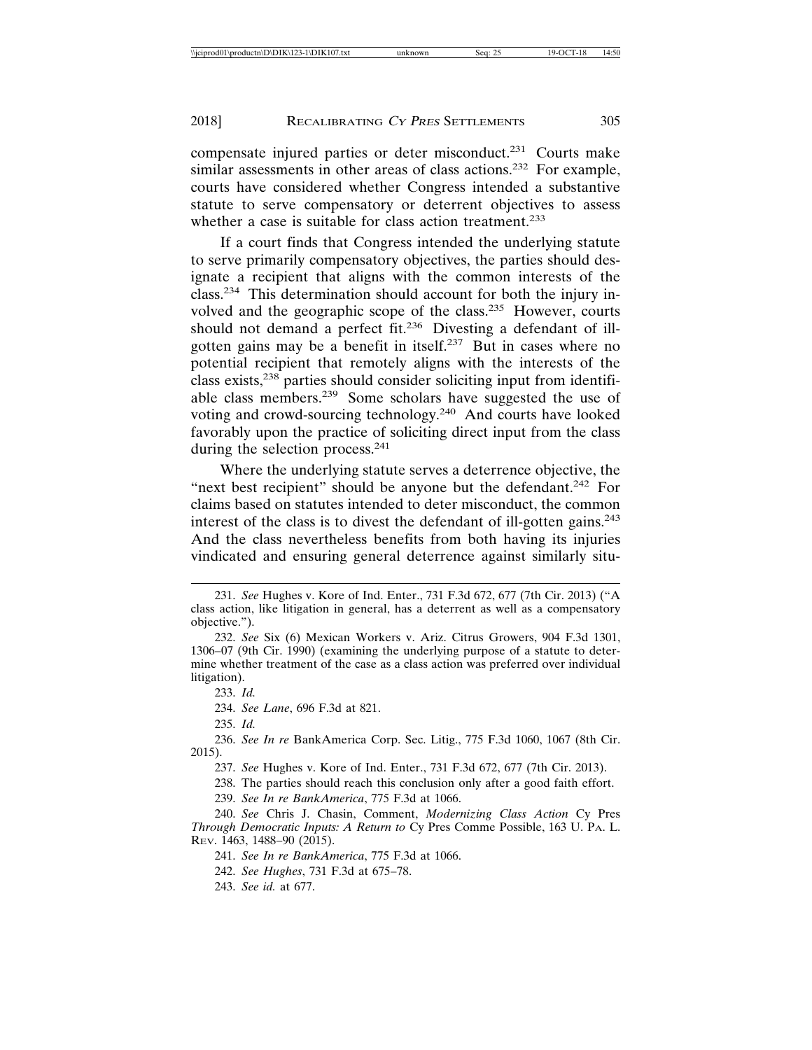compensate injured parties or deter misconduct.[231] Courts make similar assessments in other areas of class actions.[232] For example, courts have considered whether Congress intended a substantive statute to serve compensatory or deterrent objectives to assess whether a case is suitable for class action treatment.[233]

If a court finds that Congress intended the underlying statute to serve primarily compensatory objectives, the parties should designate a recipient that aligns with the common interests of the class.[234] This determination should account for both the injury involved and the geographic scope of the class.[235] However, courts should not demand a perfect fit.[236] Divesting a defendant of ill-gotten gains may be a benefit in itself.[237] But in cases where no potential recipient that remotely aligns with the interests of the class exists,[238] parties should consider soliciting input from identifiable class members.[239] Some scholars have suggested the use of voting and crowd-sourcing technology.[240] And courts have looked favorably upon the practice of soliciting direct input from the class during the selection process.[241]

Where the underlying statute serves a deterrence objective, the "next best recipient" should be anyone but the defendant.[242] For claims based on statutes intended to deter misconduct, the common interest of the class is to divest the defendant of ill-gotten gains.[243] And the class nevertheless benefits from both having its injuries vindicated and ensuring general deterrence against similarly situ-

---

231. *See* Hughes v. Kore of Ind. Enter., 731 F.3d 672, 677 (7th Cir. 2013) ("A class action, like litigation in general, has a deterrent as well as a compensatory objective.").

232. *See* Six (6) Mexican Workers v. Ariz. Citrus Growers, 904 F.3d 1301, 1306–07 (9th Cir. 1990) (examining the underlying purpose of a statute to determine whether treatment of the case as a class action was preferred over individual litigation).

233. *Id.*

234. *See Lane*, 696 F.3d at 821.

235. *Id.*

236. *See In re* BankAmerica Corp. Sec. Litig., 775 F.3d 1060, 1067 (8th Cir. 2015).

237. *See* Hughes v. Kore of Ind. Enter., 731 F.3d 672, 677 (7th Cir. 2013).

238. The parties should reach this conclusion only after a good faith effort.

239. *See In re BankAmerica*, 775 F.3d at 1066.

240. *See* Chris J. Chasin, Comment, *Modernizing Class Action* Cy Pres *Through Democratic Inputs: A Return to* Cy Pres Comme Possible, 163 U. PA. L. REV. 1463, 1488–90 (2015).

241. *See In re BankAmerica*, 775 F.3d at 1066.

242. *See Hughes*, 731 F.3d at 675–78.

243. *See id.* at 677.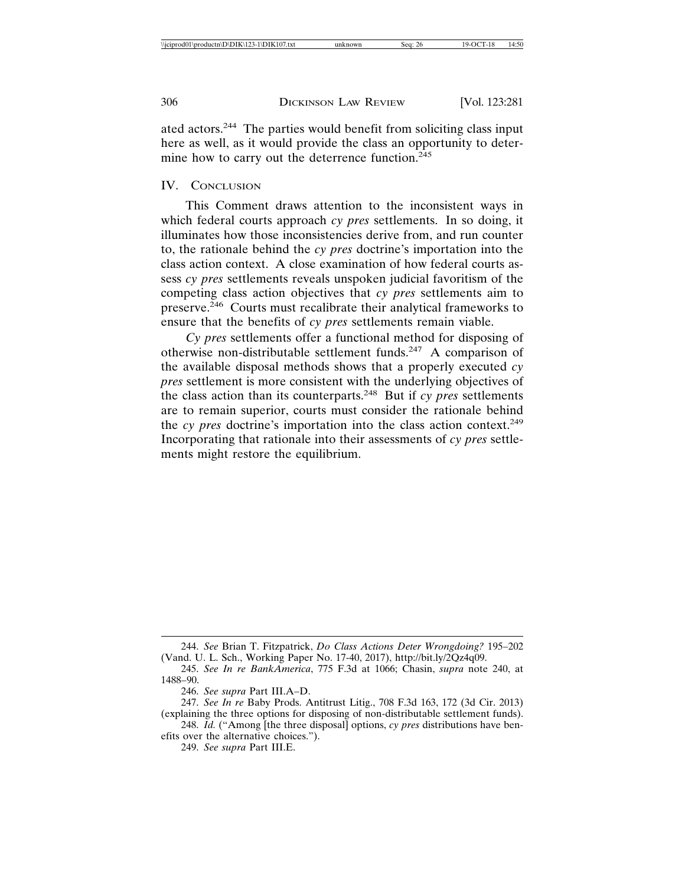ated actors.[244] The parties would benefit from soliciting class input here as well, as it would provide the class an opportunity to determine how to carry out the deterrence function.[245]

## IV. Conclusion

This Comment draws attention to the inconsistent ways in which federal courts approach *cy pres* settlements. In so doing, it illuminates how those inconsistencies derive from, and run counter to, the rationale behind the *cy pres* doctrine's importation into the class action context. A close examination of how federal courts assess *cy pres* settlements reveals unspoken judicial favoritism of the competing class action objectives that *cy pres* settlements aim to preserve.[246] Courts must recalibrate their analytical frameworks to ensure that the benefits of *cy pres* settlements remain viable.

*Cy pres* settlements offer a functional method for disposing of otherwise non-distributable settlement funds.[247] A comparison of the available disposal methods shows that a properly executed *cy pres* settlement is more consistent with the underlying objectives of the class action than its counterparts.[248] But if *cy pres* settlements are to remain superior, courts must consider the rationale behind the *cy pres* doctrine's importation into the class action context.[249] Incorporating that rationale into their assessments of *cy pres* settlements might restore the equilibrium.

---

244. *See* Brian T. Fitzpatrick, *Do Class Actions Deter Wrongdoing?* 195–202 (Vand. U. L. Sch., Working Paper No. 17-40, 2017), http://bit.ly/2Qz4q09.

245. *See In re BankAmerica*, 775 F.3d at 1066; Chasin, *supra* note 240, at 1488–90.

246. *See supra* Part III.A–D.

247. *See In re* Baby Prods. Antitrust Litig., 708 F.3d 163, 172 (3d Cir. 2013) (explaining the three options for disposing of non-distributable settlement funds).

248. *Id.* ("Among [the three disposal] options, *cy pres* distributions have benefits over the alternative choices.").

249. *See supra* Part III.E.